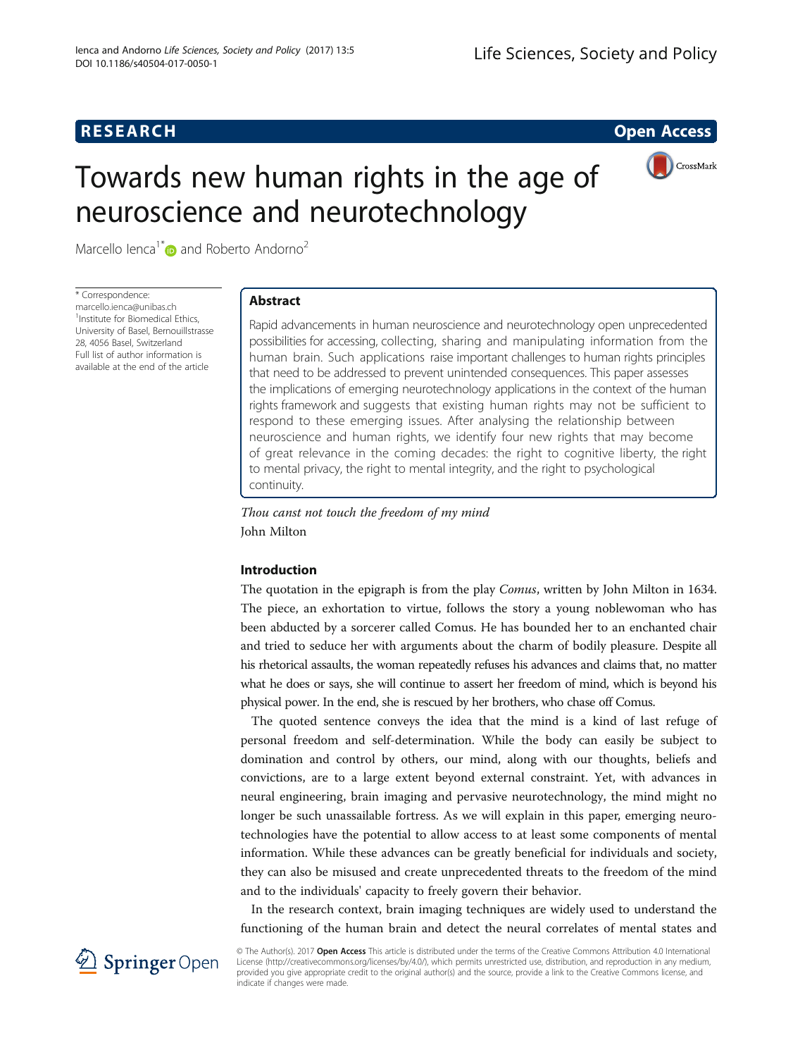RESEARCH

Open Access

# Towards new human rights in the age of neuroscience and neurotechnology

Marcello Ienca[1*] and Roberto Andorno[2]

\* Correspondence: marcello.ienca@unibas.ch
[1]Institute for Biomedical Ethics, University of Basel, Bernouillstrasse 28, 4056 Basel, Switzerland
Full list of author information is available at the end of the article

## Abstract

Rapid advancements in human neuroscience and neurotechnology open unprecedented possibilities for accessing, collecting, sharing and manipulating information from the human brain. Such applications raise important challenges to human rights principles that need to be addressed to prevent unintended consequences. This paper assesses the implications of emerging neurotechnology applications in the context of the human rights framework and suggests that existing human rights may not be sufficient to respond to these emerging issues. After analysing the relationship between neuroscience and human rights, we identify four new rights that may become of great relevance in the coming decades: the right to cognitive liberty, the right to mental privacy, the right to mental integrity, and the right to psychological continuity.

*Thou canst not touch the freedom of my mind*
John Milton

## Introduction

The quotation in the epigraph is from the play *Comus*, written by John Milton in 1634. The piece, an exhortation to virtue, follows the story a young noblewoman who has been abducted by a sorcerer called Comus. He has bounded her to an enchanted chair and tried to seduce her with arguments about the charm of bodily pleasure. Despite all his rhetorical assaults, the woman repeatedly refuses his advances and claims that, no matter what he does or says, she will continue to assert her freedom of mind, which is beyond his physical power. In the end, she is rescued by her brothers, who chase off Comus.

The quoted sentence conveys the idea that the mind is a kind of last refuge of personal freedom and self-determination. While the body can easily be subject to domination and control by others, our mind, along with our thoughts, beliefs and convictions, are to a large extent beyond external constraint. Yet, with advances in neural engineering, brain imaging and pervasive neurotechnology, the mind might no longer be such unassailable fortress. As we will explain in this paper, emerging neurotechnologies have the potential to allow access to at least some components of mental information. While these advances can be greatly beneficial for individuals and society, they can also be misused and create unprecedented threats to the freedom of the mind and to the individuals' capacity to freely govern their behavior.

In the research context, brain imaging techniques are widely used to understand the functioning of the human brain and detect the neural correlates of mental states and

© The Author(s). 2017 **Open Access** This article is distributed under the terms of the Creative Commons Attribution 4.0 International License (http://creativecommons.org/licenses/by/4.0/), which permits unrestricted use, distribution, and reproduction in any medium, provided you give appropriate credit to the original author(s) and the source, provide a link to the Creative Commons license, and indicate if changes were made.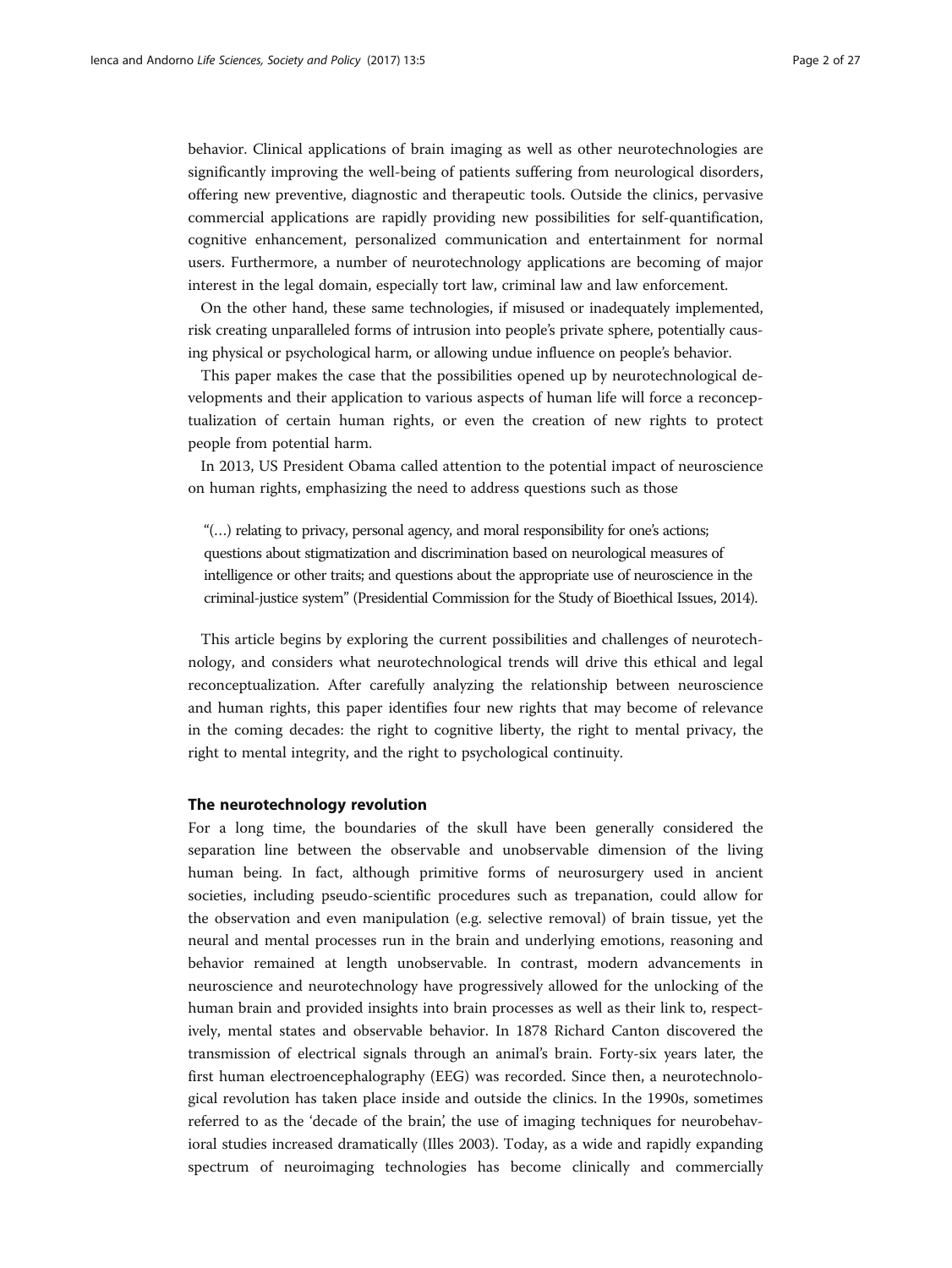behavior. Clinical applications of brain imaging as well as other neurotechnologies are significantly improving the well-being of patients suffering from neurological disorders, offering new preventive, diagnostic and therapeutic tools. Outside the clinics, pervasive commercial applications are rapidly providing new possibilities for self-quantification, cognitive enhancement, personalized communication and entertainment for normal users. Furthermore, a number of neurotechnology applications are becoming of major interest in the legal domain, especially tort law, criminal law and law enforcement.

On the other hand, these same technologies, if misused or inadequately implemented, risk creating unparalleled forms of intrusion into people's private sphere, potentially causing physical or psychological harm, or allowing undue influence on people's behavior.

This paper makes the case that the possibilities opened up by neurotechnological developments and their application to various aspects of human life will force a reconceptualization of certain human rights, or even the creation of new rights to protect people from potential harm.

In 2013, US President Obama called attention to the potential impact of neuroscience on human rights, emphasizing the need to address questions such as those

> "(…) relating to privacy, personal agency, and moral responsibility for one's actions; questions about stigmatization and discrimination based on neurological measures of intelligence or other traits; and questions about the appropriate use of neuroscience in the criminal-justice system" (Presidential Commission for the Study of Bioethical Issues, 2014).

This article begins by exploring the current possibilities and challenges of neurotechnology, and considers what neurotechnological trends will drive this ethical and legal reconceptualization. After carefully analyzing the relationship between neuroscience and human rights, this paper identifies four new rights that may become of relevance in the coming decades: the right to cognitive liberty, the right to mental privacy, the right to mental integrity, and the right to psychological continuity.

## The neurotechnology revolution

For a long time, the boundaries of the skull have been generally considered the separation line between the observable and unobservable dimension of the living human being. In fact, although primitive forms of neurosurgery used in ancient societies, including pseudo-scientific procedures such as trepanation, could allow for the observation and even manipulation (e.g. selective removal) of brain tissue, yet the neural and mental processes run in the brain and underlying emotions, reasoning and behavior remained at length unobservable. In contrast, modern advancements in neuroscience and neurotechnology have progressively allowed for the unlocking of the human brain and provided insights into brain processes as well as their link to, respectively, mental states and observable behavior. In 1878 Richard Canton discovered the transmission of electrical signals through an animal's brain. Forty-six years later, the first human electroencephalography (EEG) was recorded. Since then, a neurotechnological revolution has taken place inside and outside the clinics. In the 1990s, sometimes referred to as the 'decade of the brain', the use of imaging techniques for neurobehavioral studies increased dramatically (Illes 2003). Today, as a wide and rapidly expanding spectrum of neuroimaging technologies has become clinically and commercially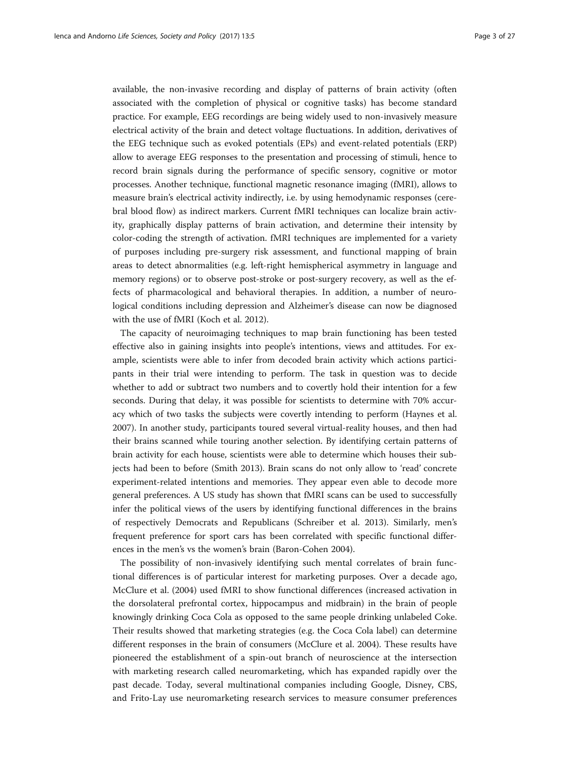available, the non-invasive recording and display of patterns of brain activity (often associated with the completion of physical or cognitive tasks) has become standard practice. For example, EEG recordings are being widely used to non-invasively measure electrical activity of the brain and detect voltage fluctuations. In addition, derivatives of the EEG technique such as evoked potentials (EPs) and event-related potentials (ERP) allow to average EEG responses to the presentation and processing of stimuli, hence to record brain signals during the performance of specific sensory, cognitive or motor processes. Another technique, functional magnetic resonance imaging (fMRI), allows to measure brain's electrical activity indirectly, i.e. by using hemodynamic responses (cerebral blood flow) as indirect markers. Current fMRI techniques can localize brain activity, graphically display patterns of brain activation, and determine their intensity by color-coding the strength of activation. fMRI techniques are implemented for a variety of purposes including pre-surgery risk assessment, and functional mapping of brain areas to detect abnormalities (e.g. left-right hemispherical asymmetry in language and memory regions) or to observe post-stroke or post-surgery recovery, as well as the effects of pharmacological and behavioral therapies. In addition, a number of neurological conditions including depression and Alzheimer's disease can now be diagnosed with the use of fMRI (Koch et al. 2012).

The capacity of neuroimaging techniques to map brain functioning has been tested effective also in gaining insights into people's intentions, views and attitudes. For example, scientists were able to infer from decoded brain activity which actions participants in their trial were intending to perform. The task in question was to decide whether to add or subtract two numbers and to covertly hold their intention for a few seconds. During that delay, it was possible for scientists to determine with 70% accuracy which of two tasks the subjects were covertly intending to perform (Haynes et al. 2007). In another study, participants toured several virtual-reality houses, and then had their brains scanned while touring another selection. By identifying certain patterns of brain activity for each house, scientists were able to determine which houses their subjects had been to before (Smith 2013). Brain scans do not only allow to 'read' concrete experiment-related intentions and memories. They appear even able to decode more general preferences. A US study has shown that fMRI scans can be used to successfully infer the political views of the users by identifying functional differences in the brains of respectively Democrats and Republicans (Schreiber et al. 2013). Similarly, men's frequent preference for sport cars has been correlated with specific functional differences in the men's vs the women's brain (Baron-Cohen 2004).

The possibility of non-invasively identifying such mental correlates of brain functional differences is of particular interest for marketing purposes. Over a decade ago, McClure et al. (2004) used fMRI to show functional differences (increased activation in the dorsolateral prefrontal cortex, hippocampus and midbrain) in the brain of people knowingly drinking Coca Cola as opposed to the same people drinking unlabeled Coke. Their results showed that marketing strategies (e.g. the Coca Cola label) can determine different responses in the brain of consumers (McClure et al. 2004). These results have pioneered the establishment of a spin-out branch of neuroscience at the intersection with marketing research called neuromarketing, which has expanded rapidly over the past decade. Today, several multinational companies including Google, Disney, CBS, and Frito-Lay use neuromarketing research services to measure consumer preferences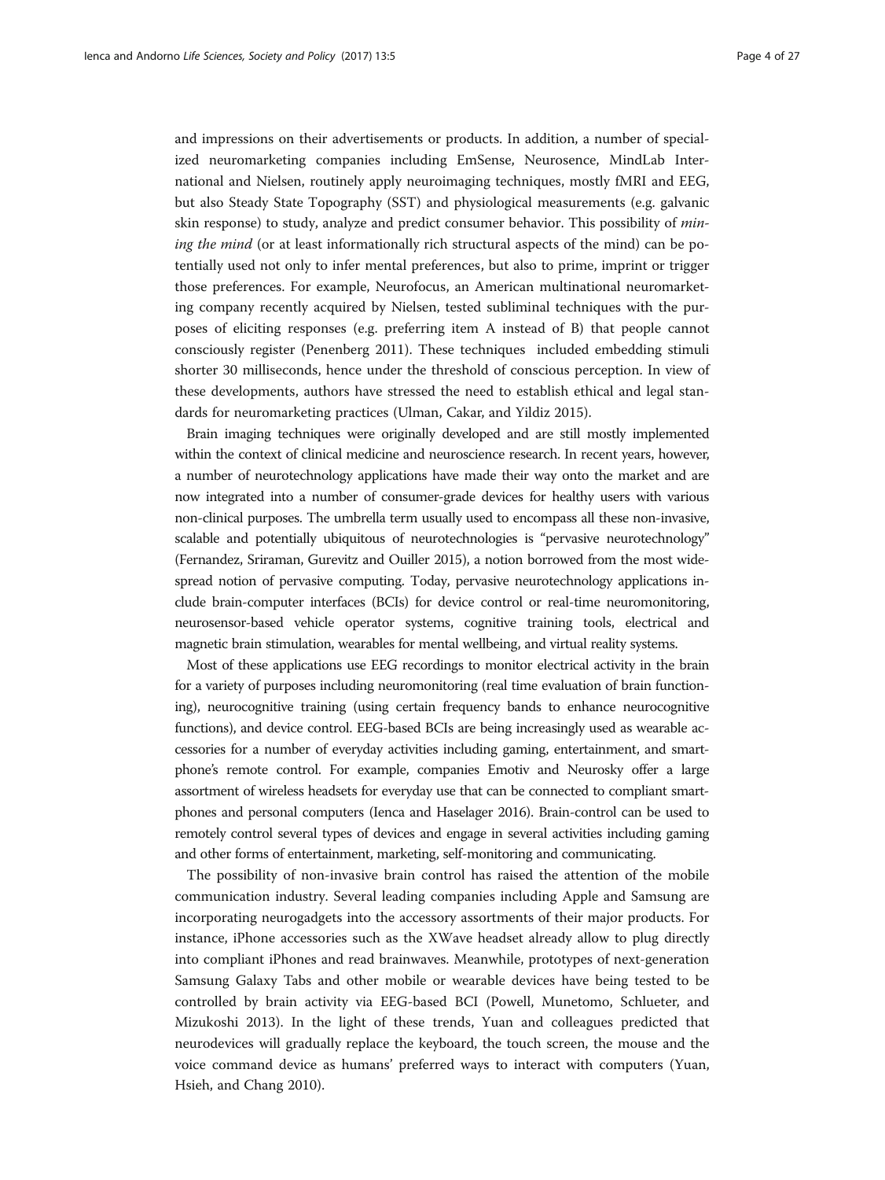and impressions on their advertisements or products. In addition, a number of specialized neuromarketing companies including EmSense, Neurosence, MindLab International and Nielsen, routinely apply neuroimaging techniques, mostly fMRI and EEG, but also Steady State Topography (SST) and physiological measurements (e.g. galvanic skin response) to study, analyze and predict consumer behavior. This possibility of *mining the mind* (or at least informationally rich structural aspects of the mind) can be potentially used not only to infer mental preferences, but also to prime, imprint or trigger those preferences. For example, Neurofocus, an American multinational neuromarketing company recently acquired by Nielsen, tested subliminal techniques with the purposes of eliciting responses (e.g. preferring item A instead of B) that people cannot consciously register (Penenberg 2011). These techniques included embedding stimuli shorter 30 milliseconds, hence under the threshold of conscious perception. In view of these developments, authors have stressed the need to establish ethical and legal standards for neuromarketing practices (Ulman, Cakar, and Yildiz 2015).

Brain imaging techniques were originally developed and are still mostly implemented within the context of clinical medicine and neuroscience research. In recent years, however, a number of neurotechnology applications have made their way onto the market and are now integrated into a number of consumer-grade devices for healthy users with various non-clinical purposes. The umbrella term usually used to encompass all these non-invasive, scalable and potentially ubiquitous of neurotechnologies is "pervasive neurotechnology" (Fernandez, Sriraman, Gurevitz and Ouiller 2015), a notion borrowed from the most widespread notion of pervasive computing. Today, pervasive neurotechnology applications include brain-computer interfaces (BCIs) for device control or real-time neuromonitoring, neurosensor-based vehicle operator systems, cognitive training tools, electrical and magnetic brain stimulation, wearables for mental wellbeing, and virtual reality systems.

Most of these applications use EEG recordings to monitor electrical activity in the brain for a variety of purposes including neuromonitoring (real time evaluation of brain functioning), neurocognitive training (using certain frequency bands to enhance neurocognitive functions), and device control. EEG-based BCIs are being increasingly used as wearable accessories for a number of everyday activities including gaming, entertainment, and smartphone's remote control. For example, companies Emotiv and Neurosky offer a large assortment of wireless headsets for everyday use that can be connected to compliant smartphones and personal computers (Ienca and Haselager 2016). Brain-control can be used to remotely control several types of devices and engage in several activities including gaming and other forms of entertainment, marketing, self-monitoring and communicating.

The possibility of non-invasive brain control has raised the attention of the mobile communication industry. Several leading companies including Apple and Samsung are incorporating neurogadgets into the accessory assortments of their major products. For instance, iPhone accessories such as the XWave headset already allow to plug directly into compliant iPhones and read brainwaves. Meanwhile, prototypes of next-generation Samsung Galaxy Tabs and other mobile or wearable devices have being tested to be controlled by brain activity via EEG-based BCI (Powell, Munetomo, Schlueter, and Mizukoshi 2013). In the light of these trends, Yuan and colleagues predicted that neurodevices will gradually replace the keyboard, the touch screen, the mouse and the voice command device as humans' preferred ways to interact with computers (Yuan, Hsieh, and Chang 2010).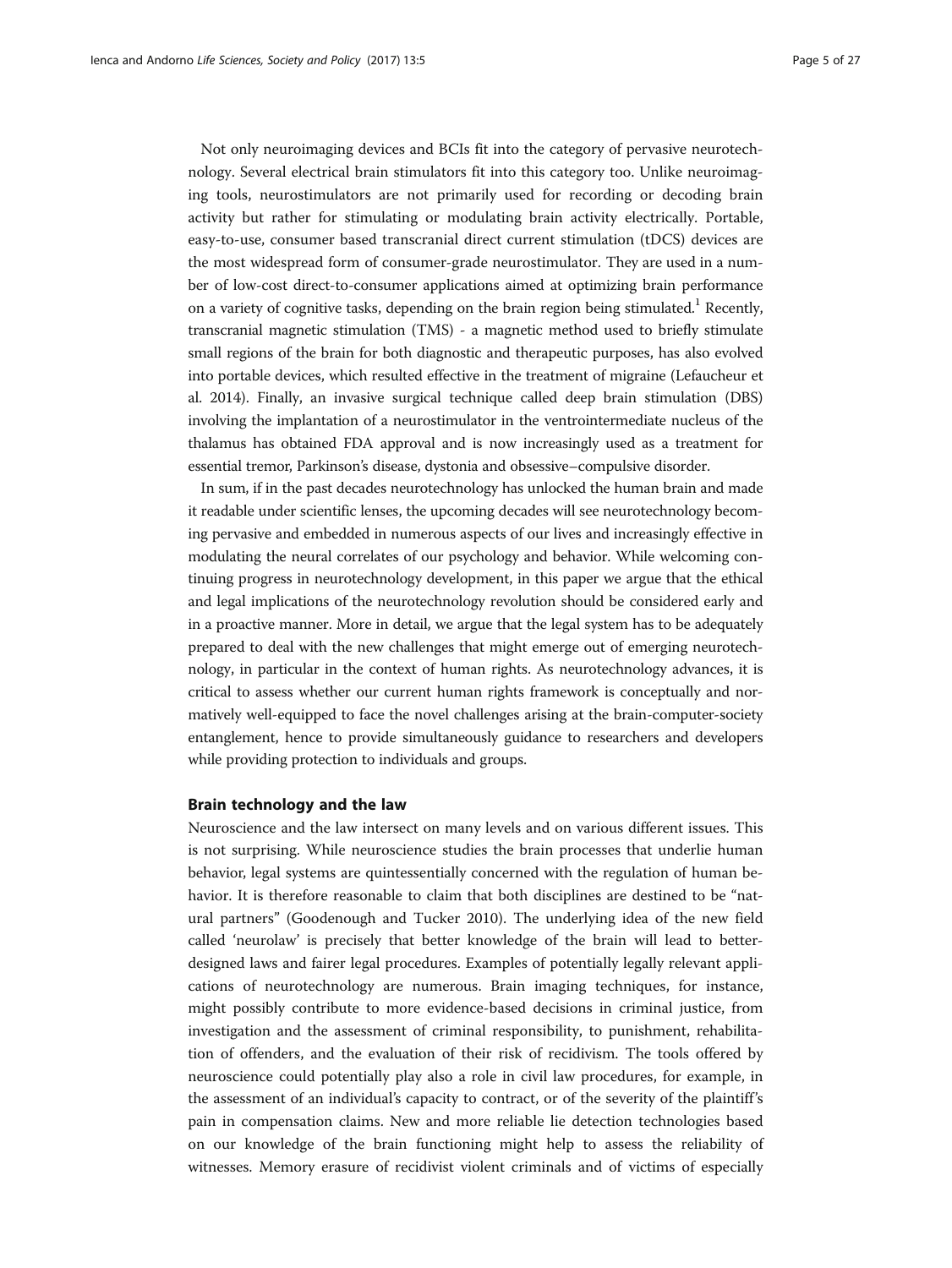Not only neuroimaging devices and BCIs fit into the category of pervasive neurotechnology. Several electrical brain stimulators fit into this category too. Unlike neuroimaging tools, neurostimulators are not primarily used for recording or decoding brain activity but rather for stimulating or modulating brain activity electrically. Portable, easy-to-use, consumer based transcranial direct current stimulation (tDCS) devices are the most widespread form of consumer-grade neurostimulator. They are used in a number of low-cost direct-to-consumer applications aimed at optimizing brain performance on a variety of cognitive tasks, depending on the brain region being stimulated.[1] Recently, transcranial magnetic stimulation (TMS) - a magnetic method used to briefly stimulate small regions of the brain for both diagnostic and therapeutic purposes, has also evolved into portable devices, which resulted effective in the treatment of migraine (Lefaucheur et al. 2014). Finally, an invasive surgical technique called deep brain stimulation (DBS) involving the implantation of a neurostimulator in the ventrointermediate nucleus of the thalamus has obtained FDA approval and is now increasingly used as a treatment for essential tremor, Parkinson's disease, dystonia and obsessive–compulsive disorder.

In sum, if in the past decades neurotechnology has unlocked the human brain and made it readable under scientific lenses, the upcoming decades will see neurotechnology becoming pervasive and embedded in numerous aspects of our lives and increasingly effective in modulating the neural correlates of our psychology and behavior. While welcoming continuing progress in neurotechnology development, in this paper we argue that the ethical and legal implications of the neurotechnology revolution should be considered early and in a proactive manner. More in detail, we argue that the legal system has to be adequately prepared to deal with the new challenges that might emerge out of emerging neurotechnology, in particular in the context of human rights. As neurotechnology advances, it is critical to assess whether our current human rights framework is conceptually and normatively well-equipped to face the novel challenges arising at the brain-computer-society entanglement, hence to provide simultaneously guidance to researchers and developers while providing protection to individuals and groups.

## Brain technology and the law

Neuroscience and the law intersect on many levels and on various different issues. This is not surprising. While neuroscience studies the brain processes that underlie human behavior, legal systems are quintessentially concerned with the regulation of human behavior. It is therefore reasonable to claim that both disciplines are destined to be "natural partners" (Goodenough and Tucker 2010). The underlying idea of the new field called 'neurolaw' is precisely that better knowledge of the brain will lead to better-designed laws and fairer legal procedures. Examples of potentially legally relevant applications of neurotechnology are numerous. Brain imaging techniques, for instance, might possibly contribute to more evidence-based decisions in criminal justice, from investigation and the assessment of criminal responsibility, to punishment, rehabilitation of offenders, and the evaluation of their risk of recidivism. The tools offered by neuroscience could potentially play also a role in civil law procedures, for example, in the assessment of an individual's capacity to contract, or of the severity of the plaintiff's pain in compensation claims. New and more reliable lie detection technologies based on our knowledge of the brain functioning might help to assess the reliability of witnesses. Memory erasure of recidivist violent criminals and of victims of especially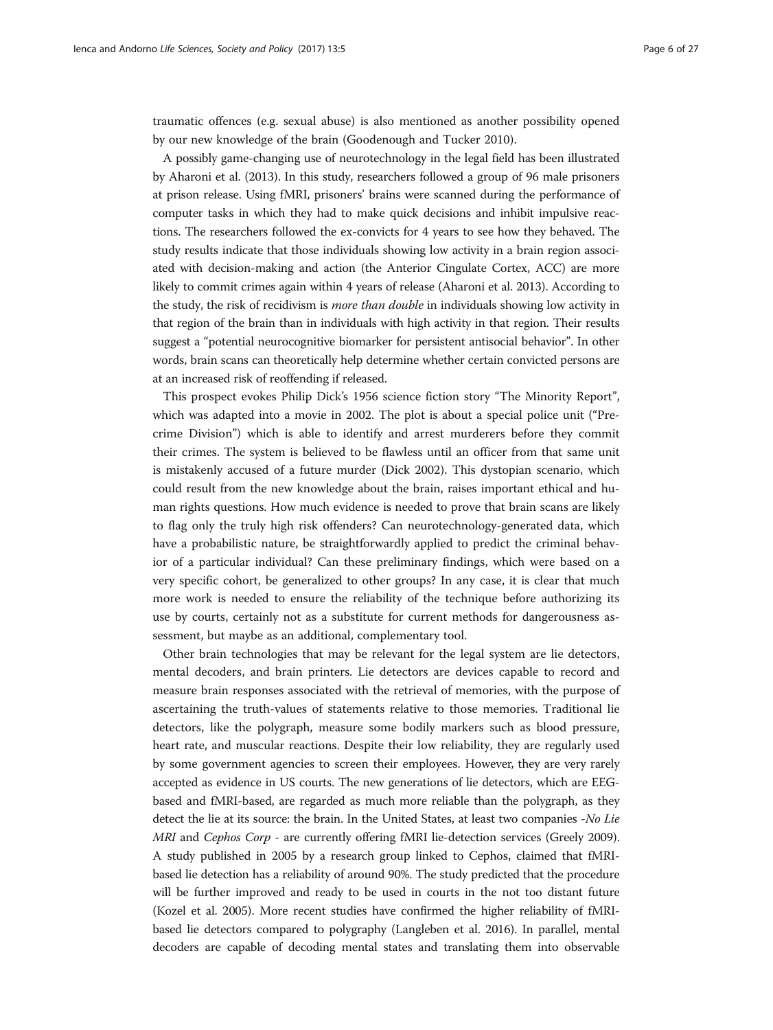traumatic offences (e.g. sexual abuse) is also mentioned as another possibility opened by our new knowledge of the brain (Goodenough and Tucker 2010).

A possibly game-changing use of neurotechnology in the legal field has been illustrated by Aharoni et al. (2013). In this study, researchers followed a group of 96 male prisoners at prison release. Using fMRI, prisoners' brains were scanned during the performance of computer tasks in which they had to make quick decisions and inhibit impulsive reactions. The researchers followed the ex-convicts for 4 years to see how they behaved. The study results indicate that those individuals showing low activity in a brain region associated with decision-making and action (the Anterior Cingulate Cortex, ACC) are more likely to commit crimes again within 4 years of release (Aharoni et al. 2013). According to the study, the risk of recidivism is *more than double* in individuals showing low activity in that region of the brain than in individuals with high activity in that region. Their results suggest a "potential neurocognitive biomarker for persistent antisocial behavior". In other words, brain scans can theoretically help determine whether certain convicted persons are at an increased risk of reoffending if released.

This prospect evokes Philip Dick's 1956 science fiction story "The Minority Report", which was adapted into a movie in 2002. The plot is about a special police unit ("Precrime Division") which is able to identify and arrest murderers before they commit their crimes. The system is believed to be flawless until an officer from that same unit is mistakenly accused of a future murder (Dick 2002). This dystopian scenario, which could result from the new knowledge about the brain, raises important ethical and human rights questions. How much evidence is needed to prove that brain scans are likely to flag only the truly high risk offenders? Can neurotechnology-generated data, which have a probabilistic nature, be straightforwardly applied to predict the criminal behavior of a particular individual? Can these preliminary findings, which were based on a very specific cohort, be generalized to other groups? In any case, it is clear that much more work is needed to ensure the reliability of the technique before authorizing its use by courts, certainly not as a substitute for current methods for dangerousness assessment, but maybe as an additional, complementary tool.

Other brain technologies that may be relevant for the legal system are lie detectors, mental decoders, and brain printers. Lie detectors are devices capable to record and measure brain responses associated with the retrieval of memories, with the purpose of ascertaining the truth-values of statements relative to those memories. Traditional lie detectors, like the polygraph, measure some bodily markers such as blood pressure, heart rate, and muscular reactions. Despite their low reliability, they are regularly used by some government agencies to screen their employees. However, they are very rarely accepted as evidence in US courts. The new generations of lie detectors, which are EEG-based and fMRI-based, are regarded as much more reliable than the polygraph, as they detect the lie at its source: the brain. In the United States, at least two companies -*No Lie MRI* and *Cephos Corp* - are currently offering fMRI lie-detection services (Greely 2009). A study published in 2005 by a research group linked to Cephos, claimed that fMRI-based lie detection has a reliability of around 90%. The study predicted that the procedure will be further improved and ready to be used in courts in the not too distant future (Kozel et al. 2005). More recent studies have confirmed the higher reliability of fMRI-based lie detectors compared to polygraphy (Langleben et al. 2016). In parallel, mental decoders are capable of decoding mental states and translating them into observable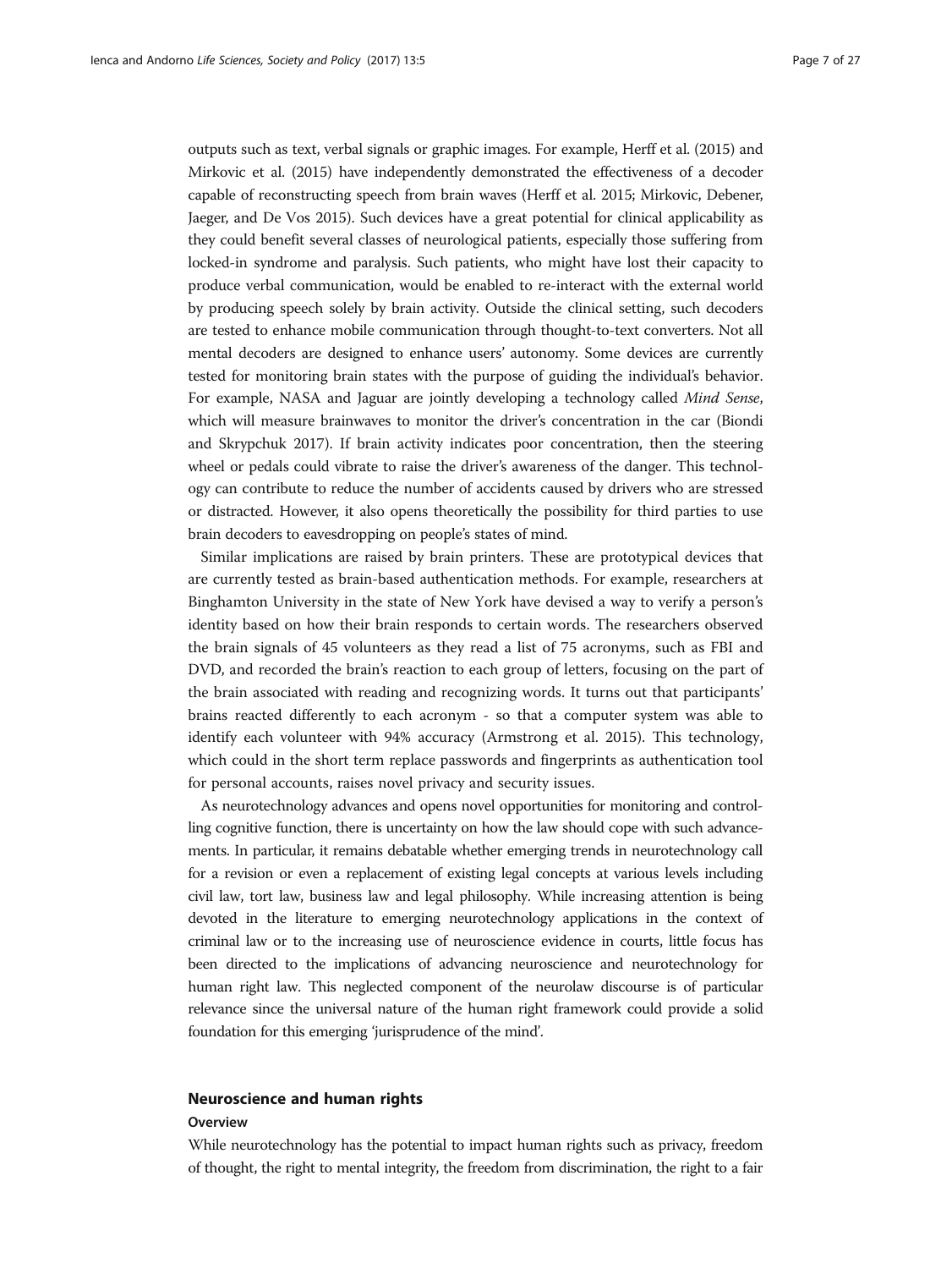outputs such as text, verbal signals or graphic images. For example, Herff et al. (2015) and Mirkovic et al. (2015) have independently demonstrated the effectiveness of a decoder capable of reconstructing speech from brain waves (Herff et al. 2015; Mirkovic, Debener, Jaeger, and De Vos 2015). Such devices have a great potential for clinical applicability as they could benefit several classes of neurological patients, especially those suffering from locked-in syndrome and paralysis. Such patients, who might have lost their capacity to produce verbal communication, would be enabled to re-interact with the external world by producing speech solely by brain activity. Outside the clinical setting, such decoders are tested to enhance mobile communication through thought-to-text converters. Not all mental decoders are designed to enhance users' autonomy. Some devices are currently tested for monitoring brain states with the purpose of guiding the individual's behavior. For example, NASA and Jaguar are jointly developing a technology called *Mind Sense*, which will measure brainwaves to monitor the driver's concentration in the car (Biondi and Skrypchuk 2017). If brain activity indicates poor concentration, then the steering wheel or pedals could vibrate to raise the driver's awareness of the danger. This technology can contribute to reduce the number of accidents caused by drivers who are stressed or distracted. However, it also opens theoretically the possibility for third parties to use brain decoders to eavesdropping on people's states of mind.

Similar implications are raised by brain printers. These are prototypical devices that are currently tested as brain-based authentication methods. For example, researchers at Binghamton University in the state of New York have devised a way to verify a person's identity based on how their brain responds to certain words. The researchers observed the brain signals of 45 volunteers as they read a list of 75 acronyms, such as FBI and DVD, and recorded the brain's reaction to each group of letters, focusing on the part of the brain associated with reading and recognizing words. It turns out that participants' brains reacted differently to each acronym - so that a computer system was able to identify each volunteer with 94% accuracy (Armstrong et al. 2015). This technology, which could in the short term replace passwords and fingerprints as authentication tool for personal accounts, raises novel privacy and security issues.

As neurotechnology advances and opens novel opportunities for monitoring and controlling cognitive function, there is uncertainty on how the law should cope with such advancements. In particular, it remains debatable whether emerging trends in neurotechnology call for a revision or even a replacement of existing legal concepts at various levels including civil law, tort law, business law and legal philosophy. While increasing attention is being devoted in the literature to emerging neurotechnology applications in the context of criminal law or to the increasing use of neuroscience evidence in courts, little focus has been directed to the implications of advancing neuroscience and neurotechnology for human right law. This neglected component of the neurolaw discourse is of particular relevance since the universal nature of the human right framework could provide a solid foundation for this emerging 'jurisprudence of the mind'.

## Neuroscience and human rights

### Overview

While neurotechnology has the potential to impact human rights such as privacy, freedom of thought, the right to mental integrity, the freedom from discrimination, the right to a fair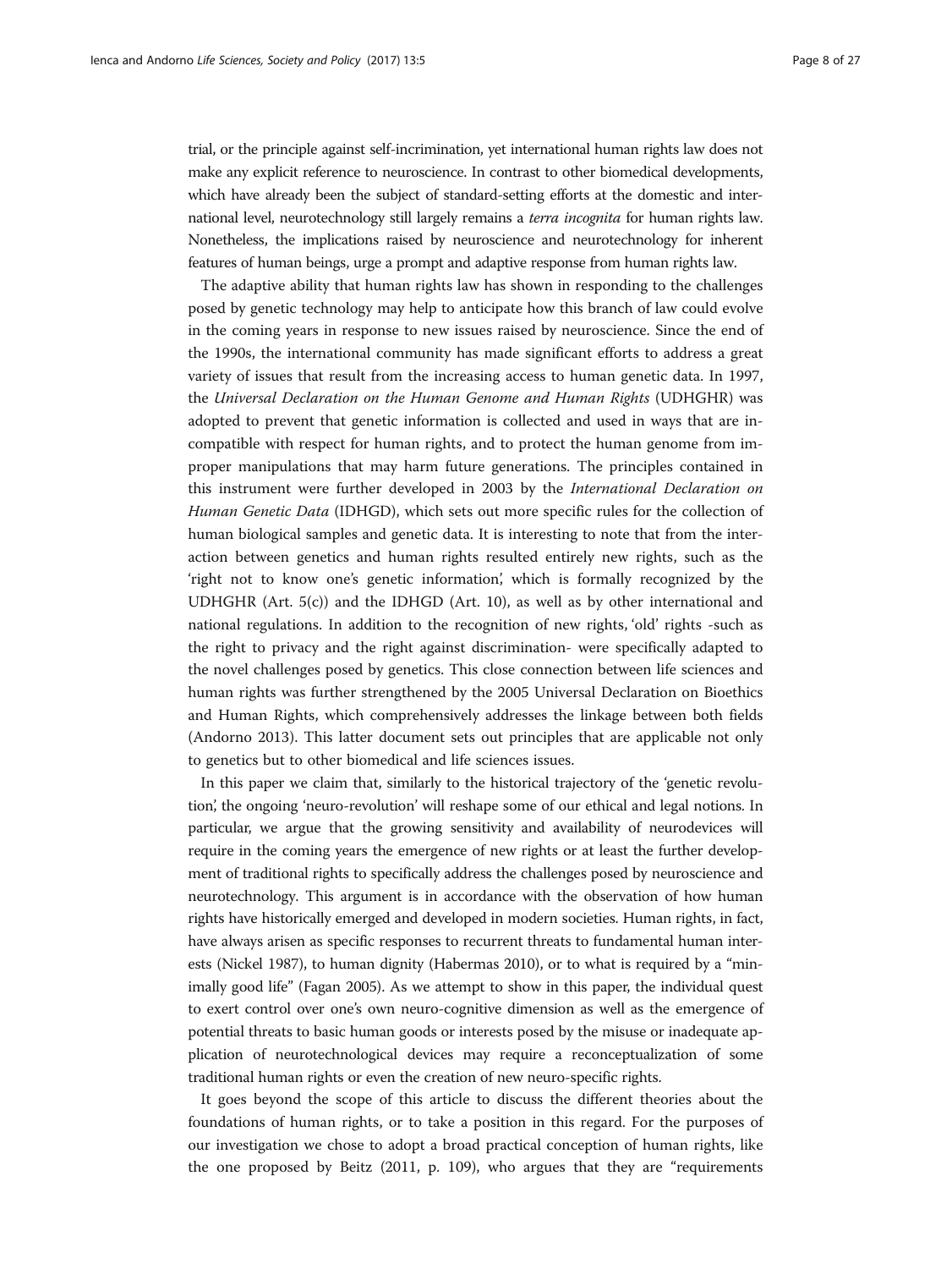trial, or the principle against self-incrimination, yet international human rights law does not make any explicit reference to neuroscience. In contrast to other biomedical developments, which have already been the subject of standard-setting efforts at the domestic and international level, neurotechnology still largely remains a *terra incognita* for human rights law. Nonetheless, the implications raised by neuroscience and neurotechnology for inherent features of human beings, urge a prompt and adaptive response from human rights law.

The adaptive ability that human rights law has shown in responding to the challenges posed by genetic technology may help to anticipate how this branch of law could evolve in the coming years in response to new issues raised by neuroscience. Since the end of the 1990s, the international community has made significant efforts to address a great variety of issues that result from the increasing access to human genetic data. In 1997, the *Universal Declaration on the Human Genome and Human Rights* (UDHGHR) was adopted to prevent that genetic information is collected and used in ways that are incompatible with respect for human rights, and to protect the human genome from improper manipulations that may harm future generations. The principles contained in this instrument were further developed in 2003 by the *International Declaration on Human Genetic Data* (IDHGD), which sets out more specific rules for the collection of human biological samples and genetic data. It is interesting to note that from the interaction between genetics and human rights resulted entirely new rights, such as the 'right not to know one's genetic information', which is formally recognized by the UDHGHR (Art. 5(c)) and the IDHGD (Art. 10), as well as by other international and national regulations. In addition to the recognition of new rights, 'old' rights -such as the right to privacy and the right against discrimination- were specifically adapted to the novel challenges posed by genetics. This close connection between life sciences and human rights was further strengthened by the 2005 Universal Declaration on Bioethics and Human Rights, which comprehensively addresses the linkage between both fields (Andorno 2013). This latter document sets out principles that are applicable not only to genetics but to other biomedical and life sciences issues.

In this paper we claim that, similarly to the historical trajectory of the 'genetic revolution', the ongoing 'neuro-revolution' will reshape some of our ethical and legal notions. In particular, we argue that the growing sensitivity and availability of neurodevices will require in the coming years the emergence of new rights or at least the further development of traditional rights to specifically address the challenges posed by neuroscience and neurotechnology. This argument is in accordance with the observation of how human rights have historically emerged and developed in modern societies. Human rights, in fact, have always arisen as specific responses to recurrent threats to fundamental human interests (Nickel 1987), to human dignity (Habermas 2010), or to what is required by a "minimally good life" (Fagan 2005). As we attempt to show in this paper, the individual quest to exert control over one's own neuro-cognitive dimension as well as the emergence of potential threats to basic human goods or interests posed by the misuse or inadequate application of neurotechnological devices may require a reconceptualization of some traditional human rights or even the creation of new neuro-specific rights.

It goes beyond the scope of this article to discuss the different theories about the foundations of human rights, or to take a position in this regard. For the purposes of our investigation we chose to adopt a broad practical conception of human rights, like the one proposed by Beitz (2011, p. 109), who argues that they are "requirements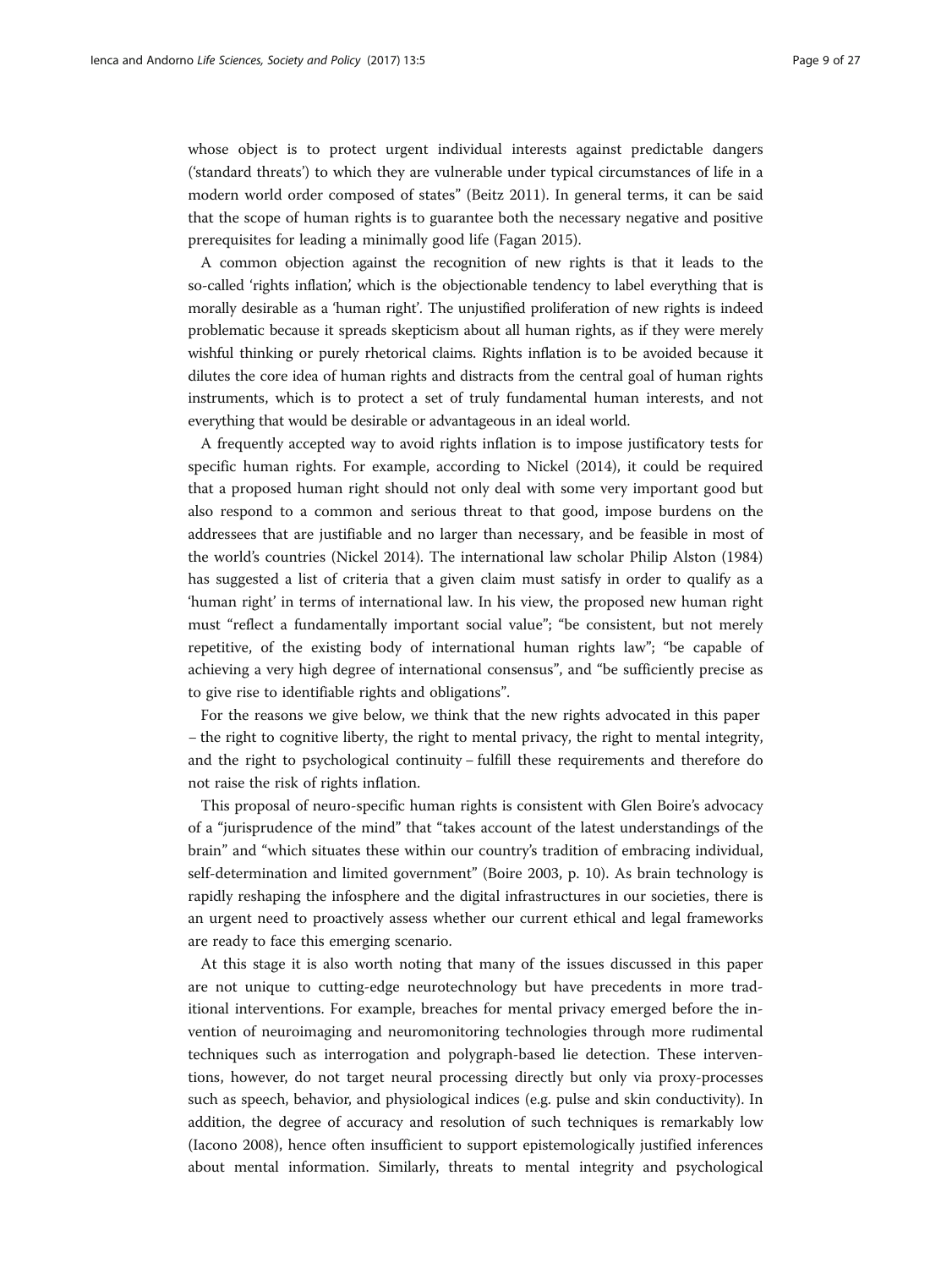whose object is to protect urgent individual interests against predictable dangers ('standard threats') to which they are vulnerable under typical circumstances of life in a modern world order composed of states" (Beitz 2011). In general terms, it can be said that the scope of human rights is to guarantee both the necessary negative and positive prerequisites for leading a minimally good life (Fagan 2015).

A common objection against the recognition of new rights is that it leads to the so-called 'rights inflation', which is the objectionable tendency to label everything that is morally desirable as a 'human right'. The unjustified proliferation of new rights is indeed problematic because it spreads skepticism about all human rights, as if they were merely wishful thinking or purely rhetorical claims. Rights inflation is to be avoided because it dilutes the core idea of human rights and distracts from the central goal of human rights instruments, which is to protect a set of truly fundamental human interests, and not everything that would be desirable or advantageous in an ideal world.

A frequently accepted way to avoid rights inflation is to impose justificatory tests for specific human rights. For example, according to Nickel (2014), it could be required that a proposed human right should not only deal with some very important good but also respond to a common and serious threat to that good, impose burdens on the addressees that are justifiable and no larger than necessary, and be feasible in most of the world's countries (Nickel 2014). The international law scholar Philip Alston (1984) has suggested a list of criteria that a given claim must satisfy in order to qualify as a 'human right' in terms of international law. In his view, the proposed new human right must "reflect a fundamentally important social value"; "be consistent, but not merely repetitive, of the existing body of international human rights law"; "be capable of achieving a very high degree of international consensus", and "be sufficiently precise as to give rise to identifiable rights and obligations".

For the reasons we give below, we think that the new rights advocated in this paper – the right to cognitive liberty, the right to mental privacy, the right to mental integrity, and the right to psychological continuity – fulfill these requirements and therefore do not raise the risk of rights inflation.

This proposal of neuro-specific human rights is consistent with Glen Boire's advocacy of a "jurisprudence of the mind" that "takes account of the latest understandings of the brain" and "which situates these within our country's tradition of embracing individual, self-determination and limited government" (Boire 2003, p. 10). As brain technology is rapidly reshaping the infosphere and the digital infrastructures in our societies, there is an urgent need to proactively assess whether our current ethical and legal frameworks are ready to face this emerging scenario.

At this stage it is also worth noting that many of the issues discussed in this paper are not unique to cutting-edge neurotechnology but have precedents in more traditional interventions. For example, breaches for mental privacy emerged before the invention of neuroimaging and neuromonitoring technologies through more rudimental techniques such as interrogation and polygraph-based lie detection. These interventions, however, do not target neural processing directly but only via proxy-processes such as speech, behavior, and physiological indices (e.g. pulse and skin conductivity). In addition, the degree of accuracy and resolution of such techniques is remarkably low (Iacono 2008), hence often insufficient to support epistemologically justified inferences about mental information. Similarly, threats to mental integrity and psychological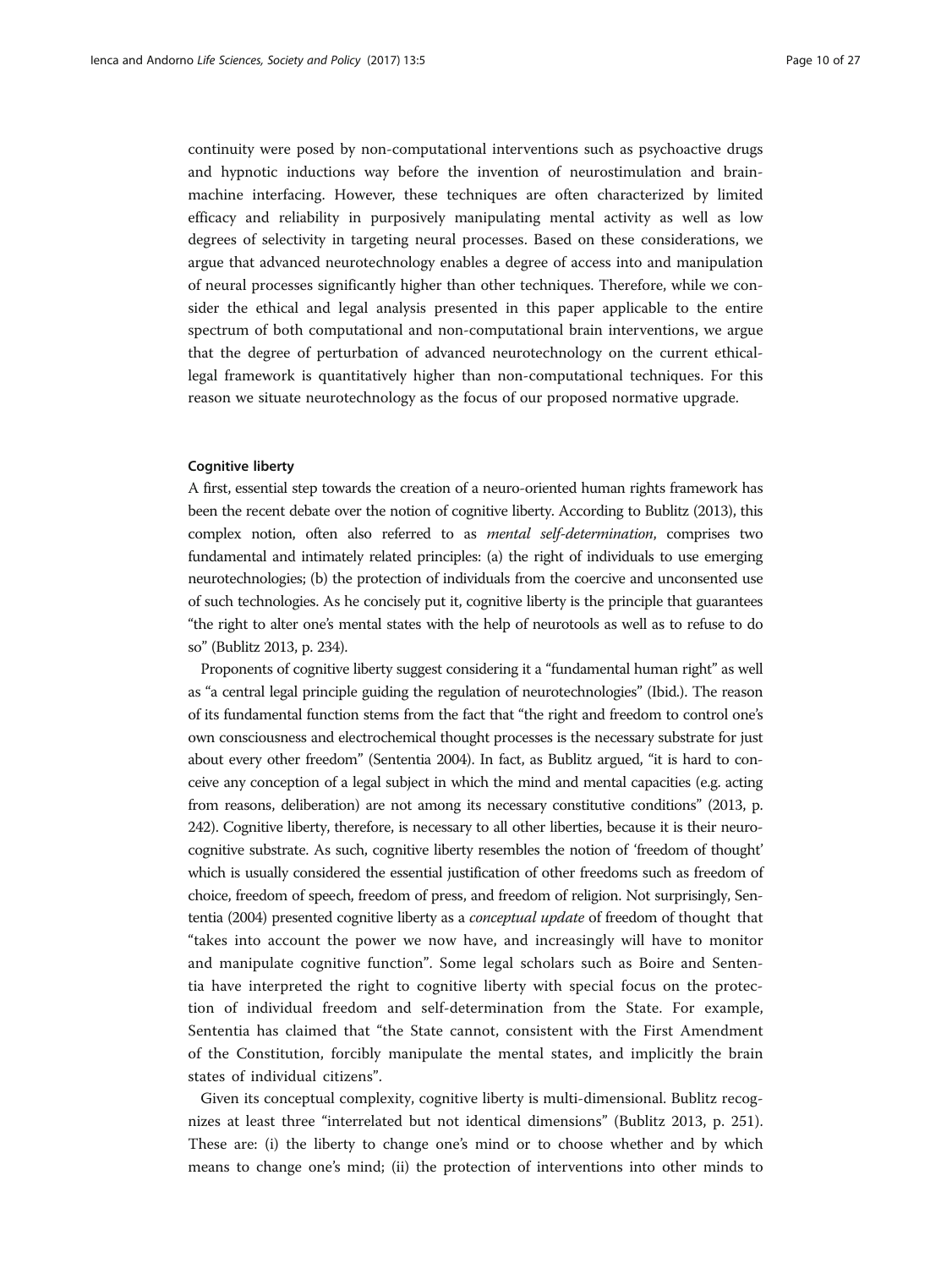continuity were posed by non-computational interventions such as psychoactive drugs and hypnotic inductions way before the invention of neurostimulation and brain-machine interfacing. However, these techniques are often characterized by limited efficacy and reliability in purposively manipulating mental activity as well as low degrees of selectivity in targeting neural processes. Based on these considerations, we argue that advanced neurotechnology enables a degree of access into and manipulation of neural processes significantly higher than other techniques. Therefore, while we consider the ethical and legal analysis presented in this paper applicable to the entire spectrum of both computational and non-computational brain interventions, we argue that the degree of perturbation of advanced neurotechnology on the current ethical-legal framework is quantitatively higher than non-computational techniques. For this reason we situate neurotechnology as the focus of our proposed normative upgrade.

#### Cognitive liberty

A first, essential step towards the creation of a neuro-oriented human rights framework has been the recent debate over the notion of cognitive liberty. According to Bublitz (2013), this complex notion, often also referred to as *mental self-determination*, comprises two fundamental and intimately related principles: (a) the right of individuals to use emerging neurotechnologies; (b) the protection of individuals from the coercive and unconsented use of such technologies. As he concisely put it, cognitive liberty is the principle that guarantees "the right to alter one's mental states with the help of neurotools as well as to refuse to do so" (Bublitz 2013, p. 234).

Proponents of cognitive liberty suggest considering it a "fundamental human right" as well as "a central legal principle guiding the regulation of neurotechnologies" (Ibid.). The reason of its fundamental function stems from the fact that "the right and freedom to control one's own consciousness and electrochemical thought processes is the necessary substrate for just about every other freedom" (Sententia 2004). In fact, as Bublitz argued, "it is hard to conceive any conception of a legal subject in which the mind and mental capacities (e.g. acting from reasons, deliberation) are not among its necessary constitutive conditions" (2013, p. 242). Cognitive liberty, therefore, is necessary to all other liberties, because it is their neuro-cognitive substrate. As such, cognitive liberty resembles the notion of 'freedom of thought' which is usually considered the essential justification of other freedoms such as freedom of choice, freedom of speech, freedom of press, and freedom of religion. Not surprisingly, Sententia (2004) presented cognitive liberty as a *conceptual update* of freedom of thought that "takes into account the power we now have, and increasingly will have to monitor and manipulate cognitive function". Some legal scholars such as Boire and Sententia have interpreted the right to cognitive liberty with special focus on the protection of individual freedom and self-determination from the State. For example, Sententia has claimed that "the State cannot, consistent with the First Amendment of the Constitution, forcibly manipulate the mental states, and implicitly the brain states of individual citizens".

Given its conceptual complexity, cognitive liberty is multi-dimensional. Bublitz recognizes at least three "interrelated but not identical dimensions" (Bublitz 2013, p. 251). These are: (i) the liberty to change one's mind or to choose whether and by which means to change one's mind; (ii) the protection of interventions into other minds to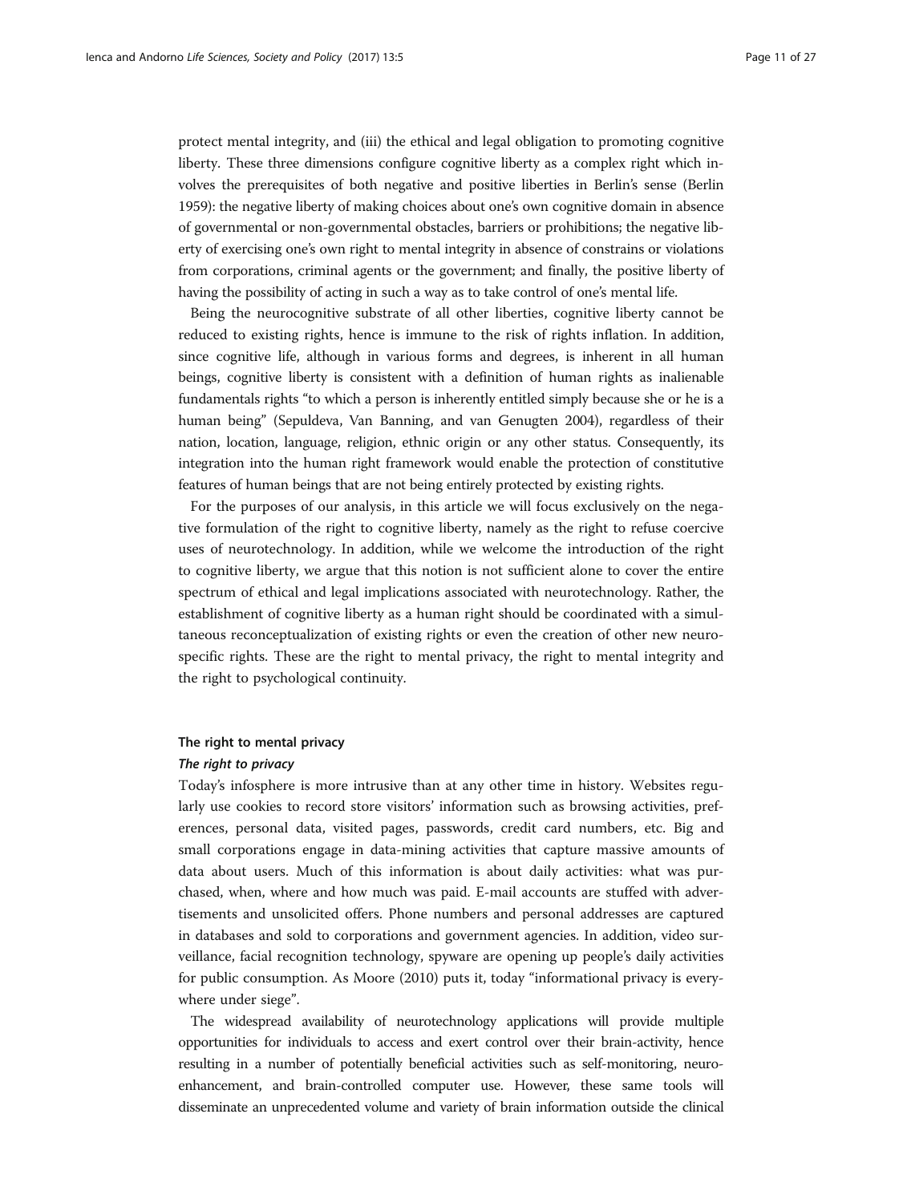protect mental integrity, and (iii) the ethical and legal obligation to promoting cognitive liberty. These three dimensions configure cognitive liberty as a complex right which involves the prerequisites of both negative and positive liberties in Berlin's sense (Berlin 1959): the negative liberty of making choices about one's own cognitive domain in absence of governmental or non-governmental obstacles, barriers or prohibitions; the negative liberty of exercising one's own right to mental integrity in absence of constrains or violations from corporations, criminal agents or the government; and finally, the positive liberty of having the possibility of acting in such a way as to take control of one's mental life.

Being the neurocognitive substrate of all other liberties, cognitive liberty cannot be reduced to existing rights, hence is immune to the risk of rights inflation. In addition, since cognitive life, although in various forms and degrees, is inherent in all human beings, cognitive liberty is consistent with a definition of human rights as inalienable fundamentals rights "to which a person is inherently entitled simply because she or he is a human being" (Sepuldeva, Van Banning, and van Genugten 2004), regardless of their nation, location, language, religion, ethnic origin or any other status. Consequently, its integration into the human right framework would enable the protection of constitutive features of human beings that are not being entirely protected by existing rights.

For the purposes of our analysis, in this article we will focus exclusively on the negative formulation of the right to cognitive liberty, namely as the right to refuse coercive uses of neurotechnology. In addition, while we welcome the introduction of the right to cognitive liberty, we argue that this notion is not sufficient alone to cover the entire spectrum of ethical and legal implications associated with neurotechnology. Rather, the establishment of cognitive liberty as a human right should be coordinated with a simultaneous reconceptualization of existing rights or even the creation of other new neurospecific rights. These are the right to mental privacy, the right to mental integrity and the right to psychological continuity.

## The right to mental privacy

### *The right to privacy*

Today's infosphere is more intrusive than at any other time in history. Websites regularly use cookies to record store visitors' information such as browsing activities, preferences, personal data, visited pages, passwords, credit card numbers, etc. Big and small corporations engage in data-mining activities that capture massive amounts of data about users. Much of this information is about daily activities: what was purchased, when, where and how much was paid. E-mail accounts are stuffed with advertisements and unsolicited offers. Phone numbers and personal addresses are captured in databases and sold to corporations and government agencies. In addition, video surveillance, facial recognition technology, spyware are opening up people's daily activities for public consumption. As Moore (2010) puts it, today "informational privacy is everywhere under siege".

The widespread availability of neurotechnology applications will provide multiple opportunities for individuals to access and exert control over their brain-activity, hence resulting in a number of potentially beneficial activities such as self-monitoring, neuroenhancement, and brain-controlled computer use. However, these same tools will disseminate an unprecedented volume and variety of brain information outside the clinical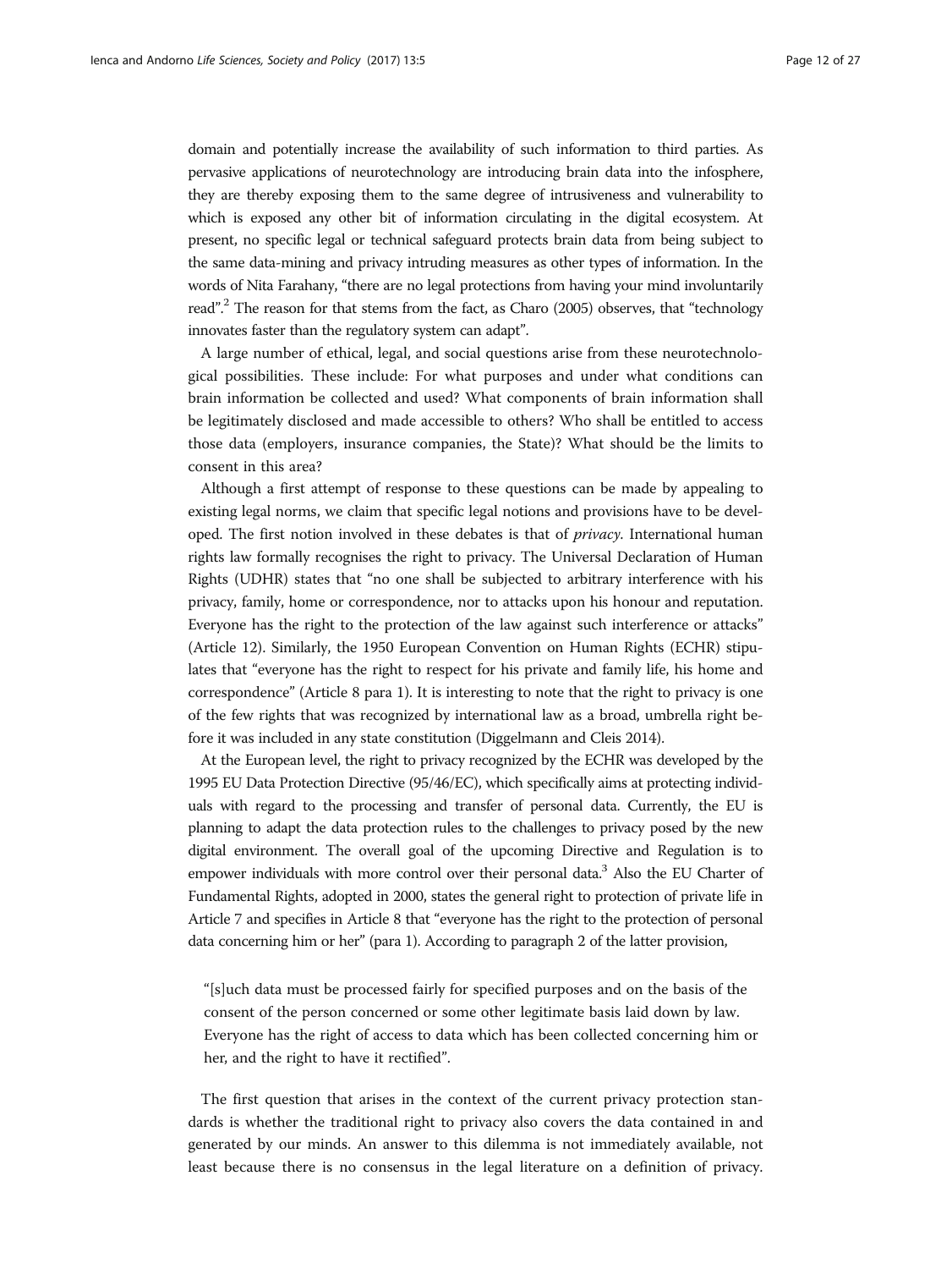domain and potentially increase the availability of such information to third parties. As pervasive applications of neurotechnology are introducing brain data into the infosphere, they are thereby exposing them to the same degree of intrusiveness and vulnerability to which is exposed any other bit of information circulating in the digital ecosystem. At present, no specific legal or technical safeguard protects brain data from being subject to the same data-mining and privacy intruding measures as other types of information. In the words of Nita Farahany, "there are no legal protections from having your mind involuntarily read".[2] The reason for that stems from the fact, as Charo (2005) observes, that "technology innovates faster than the regulatory system can adapt".

A large number of ethical, legal, and social questions arise from these neurotechnological possibilities. These include: For what purposes and under what conditions can brain information be collected and used? What components of brain information shall be legitimately disclosed and made accessible to others? Who shall be entitled to access those data (employers, insurance companies, the State)? What should be the limits to consent in this area?

Although a first attempt of response to these questions can be made by appealing to existing legal norms, we claim that specific legal notions and provisions have to be developed. The first notion involved in these debates is that of *privacy*. International human rights law formally recognises the right to privacy. The Universal Declaration of Human Rights (UDHR) states that "no one shall be subjected to arbitrary interference with his privacy, family, home or correspondence, nor to attacks upon his honour and reputation. Everyone has the right to the protection of the law against such interference or attacks" (Article 12). Similarly, the 1950 European Convention on Human Rights (ECHR) stipulates that "everyone has the right to respect for his private and family life, his home and correspondence" (Article 8 para 1). It is interesting to note that the right to privacy is one of the few rights that was recognized by international law as a broad, umbrella right before it was included in any state constitution (Diggelmann and Cleis 2014).

At the European level, the right to privacy recognized by the ECHR was developed by the 1995 EU Data Protection Directive (95/46/EC), which specifically aims at protecting individuals with regard to the processing and transfer of personal data. Currently, the EU is planning to adapt the data protection rules to the challenges to privacy posed by the new digital environment. The overall goal of the upcoming Directive and Regulation is to empower individuals with more control over their personal data.[3] Also the EU Charter of Fundamental Rights, adopted in 2000, states the general right to protection of private life in Article 7 and specifies in Article 8 that "everyone has the right to the protection of personal data concerning him or her" (para 1). According to paragraph 2 of the latter provision,

> "[s]uch data must be processed fairly for specified purposes and on the basis of the consent of the person concerned or some other legitimate basis laid down by law. Everyone has the right of access to data which has been collected concerning him or her, and the right to have it rectified".

The first question that arises in the context of the current privacy protection standards is whether the traditional right to privacy also covers the data contained in and generated by our minds. An answer to this dilemma is not immediately available, not least because there is no consensus in the legal literature on a definition of privacy.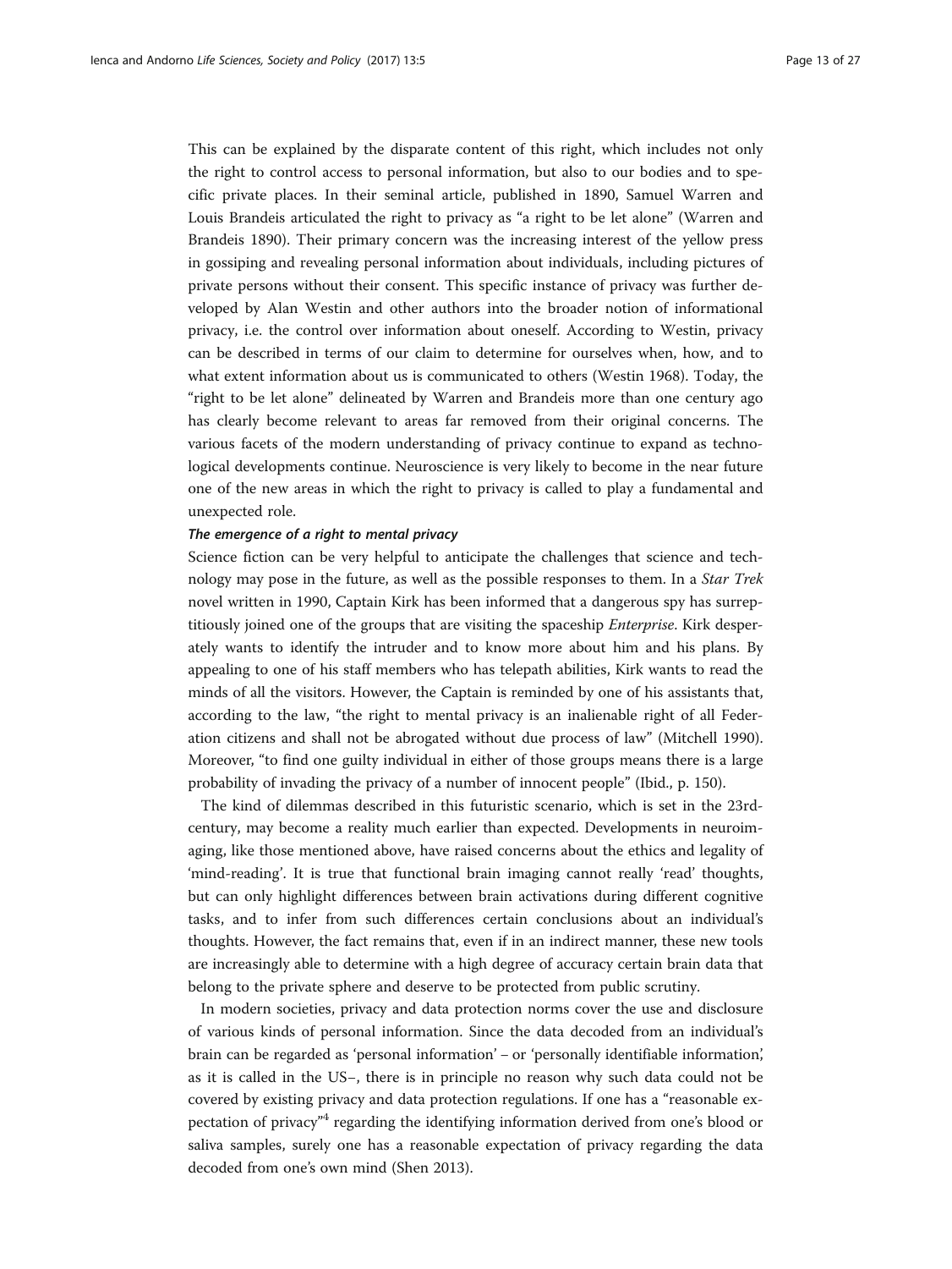This can be explained by the disparate content of this right, which includes not only the right to control access to personal information, but also to our bodies and to specific private places. In their seminal article, published in 1890, Samuel Warren and Louis Brandeis articulated the right to privacy as "a right to be let alone" (Warren and Brandeis 1890). Their primary concern was the increasing interest of the yellow press in gossiping and revealing personal information about individuals, including pictures of private persons without their consent. This specific instance of privacy was further developed by Alan Westin and other authors into the broader notion of informational privacy, i.e. the control over information about oneself. According to Westin, privacy can be described in terms of our claim to determine for ourselves when, how, and to what extent information about us is communicated to others (Westin 1968). Today, the "right to be let alone" delineated by Warren and Brandeis more than one century ago has clearly become relevant to areas far removed from their original concerns. The various facets of the modern understanding of privacy continue to expand as technological developments continue. Neuroscience is very likely to become in the near future one of the new areas in which the right to privacy is called to play a fundamental and unexpected role.

#### *The emergence of a right to mental privacy*

Science fiction can be very helpful to anticipate the challenges that science and technology may pose in the future, as well as the possible responses to them. In a *Star Trek* novel written in 1990, Captain Kirk has been informed that a dangerous spy has surreptitiously joined one of the groups that are visiting the spaceship *Enterprise*. Kirk desperately wants to identify the intruder and to know more about him and his plans. By appealing to one of his staff members who has telepath abilities, Kirk wants to read the minds of all the visitors. However, the Captain is reminded by one of his assistants that, according to the law, "the right to mental privacy is an inalienable right of all Federation citizens and shall not be abrogated without due process of law" (Mitchell 1990). Moreover, "to find one guilty individual in either of those groups means there is a large probability of invading the privacy of a number of innocent people" (Ibid., p. 150).

The kind of dilemmas described in this futuristic scenario, which is set in the 23rd-century, may become a reality much earlier than expected. Developments in neuroimaging, like those mentioned above, have raised concerns about the ethics and legality of 'mind-reading'. It is true that functional brain imaging cannot really 'read' thoughts, but can only highlight differences between brain activations during different cognitive tasks, and to infer from such differences certain conclusions about an individual's thoughts. However, the fact remains that, even if in an indirect manner, these new tools are increasingly able to determine with a high degree of accuracy certain brain data that belong to the private sphere and deserve to be protected from public scrutiny.

In modern societies, privacy and data protection norms cover the use and disclosure of various kinds of personal information. Since the data decoded from an individual's brain can be regarded as 'personal information' – or 'personally identifiable information', as it is called in the US–, there is in principle no reason why such data could not be covered by existing privacy and data protection regulations. If one has a "reasonable expectation of privacy"[4] regarding the identifying information derived from one's blood or saliva samples, surely one has a reasonable expectation of privacy regarding the data decoded from one's own mind (Shen 2013).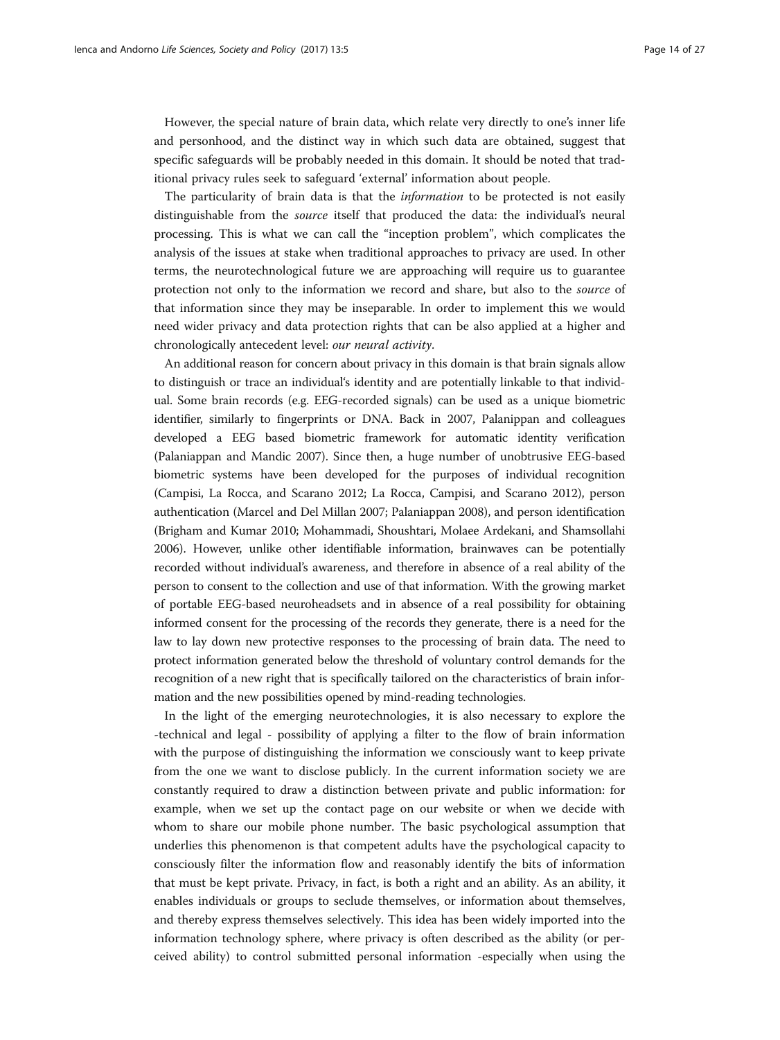However, the special nature of brain data, which relate very directly to one's inner life and personhood, and the distinct way in which such data are obtained, suggest that specific safeguards will be probably needed in this domain. It should be noted that traditional privacy rules seek to safeguard 'external' information about people.

The particularity of brain data is that the *information* to be protected is not easily distinguishable from the *source* itself that produced the data: the individual's neural processing. This is what we can call the "inception problem", which complicates the analysis of the issues at stake when traditional approaches to privacy are used. In other terms, the neurotechnological future we are approaching will require us to guarantee protection not only to the information we record and share, but also to the *source* of that information since they may be inseparable. In order to implement this we would need wider privacy and data protection rights that can be also applied at a higher and chronologically antecedent level: *our neural activity*.

An additional reason for concern about privacy in this domain is that brain signals allow to distinguish or trace an individual's identity and are potentially linkable to that individual. Some brain records (e.g. EEG-recorded signals) can be used as a unique biometric identifier, similarly to fingerprints or DNA. Back in 2007, Palanippan and colleagues developed a EEG based biometric framework for automatic identity verification (Palaniappan and Mandic 2007). Since then, a huge number of unobtrusive EEG-based biometric systems have been developed for the purposes of individual recognition (Campisi, La Rocca, and Scarano 2012; La Rocca, Campisi, and Scarano 2012), person authentication (Marcel and Del Millan 2007; Palaniappan 2008), and person identification (Brigham and Kumar 2010; Mohammadi, Shoushtari, Molaee Ardekani, and Shamsollahi 2006). However, unlike other identifiable information, brainwaves can be potentially recorded without individual's awareness, and therefore in absence of a real ability of the person to consent to the collection and use of that information. With the growing market of portable EEG-based neuroheadsets and in absence of a real possibility for obtaining informed consent for the processing of the records they generate, there is a need for the law to lay down new protective responses to the processing of brain data. The need to protect information generated below the threshold of voluntary control demands for the recognition of a new right that is specifically tailored on the characteristics of brain information and the new possibilities opened by mind-reading technologies.

In the light of the emerging neurotechnologies, it is also necessary to explore the -technical and legal - possibility of applying a filter to the flow of brain information with the purpose of distinguishing the information we consciously want to keep private from the one we want to disclose publicly. In the current information society we are constantly required to draw a distinction between private and public information: for example, when we set up the contact page on our website or when we decide with whom to share our mobile phone number. The basic psychological assumption that underlies this phenomenon is that competent adults have the psychological capacity to consciously filter the information flow and reasonably identify the bits of information that must be kept private. Privacy, in fact, is both a right and an ability. As an ability, it enables individuals or groups to seclude themselves, or information about themselves, and thereby express themselves selectively. This idea has been widely imported into the information technology sphere, where privacy is often described as the ability (or perceived ability) to control submitted personal information -especially when using the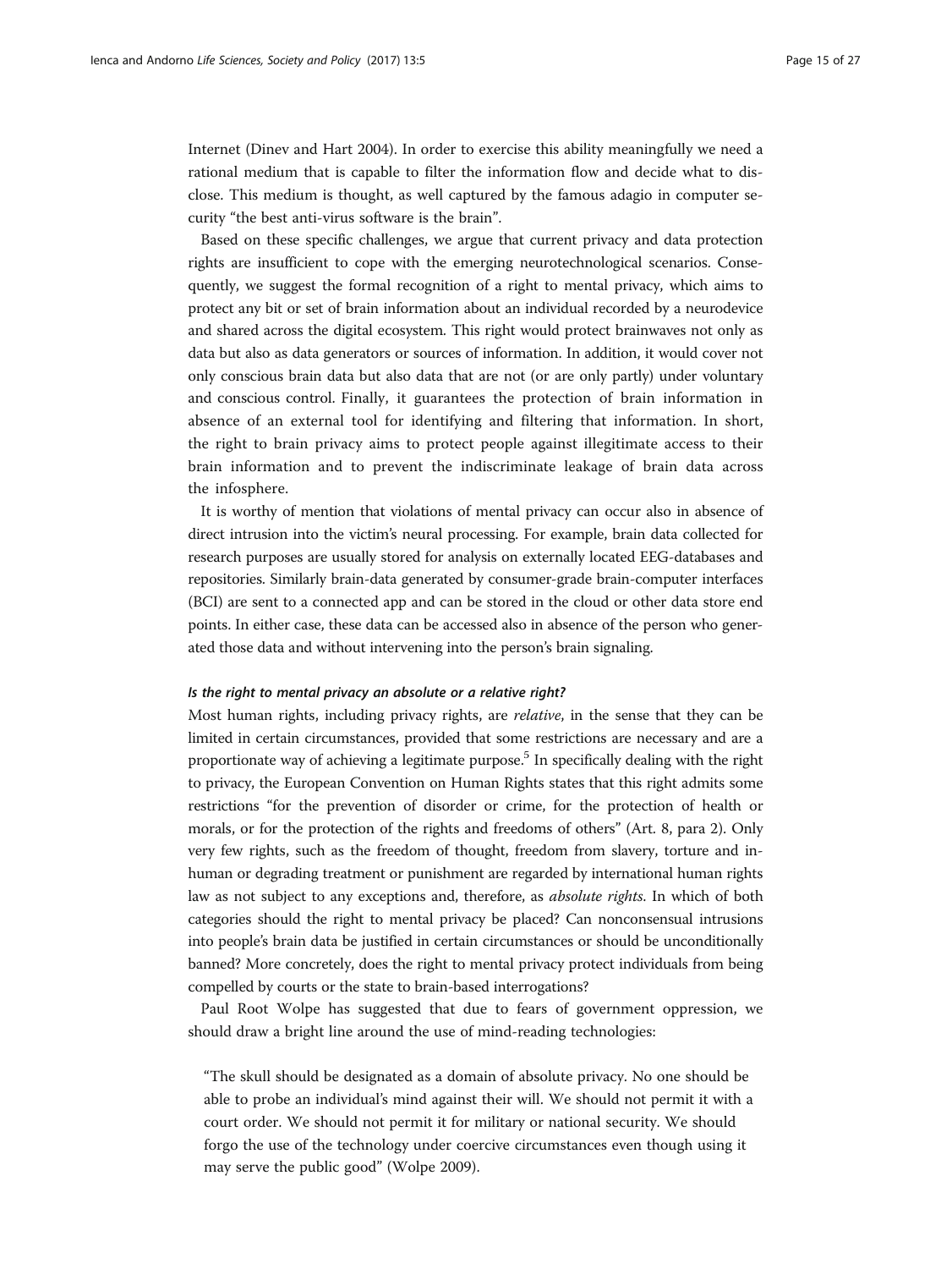Internet (Dinev and Hart 2004). In order to exercise this ability meaningfully we need a rational medium that is capable to filter the information flow and decide what to disclose. This medium is thought, as well captured by the famous adagio in computer security "the best anti-virus software is the brain".

Based on these specific challenges, we argue that current privacy and data protection rights are insufficient to cope with the emerging neurotechnological scenarios. Consequently, we suggest the formal recognition of a right to mental privacy, which aims to protect any bit or set of brain information about an individual recorded by a neurodevice and shared across the digital ecosystem. This right would protect brainwaves not only as data but also as data generators or sources of information. In addition, it would cover not only conscious brain data but also data that are not (or are only partly) under voluntary and conscious control. Finally, it guarantees the protection of brain information in absence of an external tool for identifying and filtering that information. In short, the right to brain privacy aims to protect people against illegitimate access to their brain information and to prevent the indiscriminate leakage of brain data across the infosphere.

It is worthy of mention that violations of mental privacy can occur also in absence of direct intrusion into the victim's neural processing. For example, brain data collected for research purposes are usually stored for analysis on externally located EEG-databases and repositories. Similarly brain-data generated by consumer-grade brain-computer interfaces (BCI) are sent to a connected app and can be stored in the cloud or other data store end points. In either case, these data can be accessed also in absence of the person who generated those data and without intervening into the person's brain signaling.

#### *Is the right to mental privacy an absolute or a relative right?*

Most human rights, including privacy rights, are *relative*, in the sense that they can be limited in certain circumstances, provided that some restrictions are necessary and are a proportionate way of achieving a legitimate purpose.[5] In specifically dealing with the right to privacy, the European Convention on Human Rights states that this right admits some restrictions "for the prevention of disorder or crime, for the protection of health or morals, or for the protection of the rights and freedoms of others" (Art. 8, para 2). Only very few rights, such as the freedom of thought, freedom from slavery, torture and inhuman or degrading treatment or punishment are regarded by international human rights law as not subject to any exceptions and, therefore, as *absolute rights*. In which of both categories should the right to mental privacy be placed? Can nonconsensual intrusions into people's brain data be justified in certain circumstances or should be unconditionally banned? More concretely, does the right to mental privacy protect individuals from being compelled by courts or the state to brain-based interrogations?

Paul Root Wolpe has suggested that due to fears of government oppression, we should draw a bright line around the use of mind-reading technologies:

> "The skull should be designated as a domain of absolute privacy. No one should be able to probe an individual's mind against their will. We should not permit it with a court order. We should not permit it for military or national security. We should forgo the use of the technology under coercive circumstances even though using it may serve the public good" (Wolpe 2009).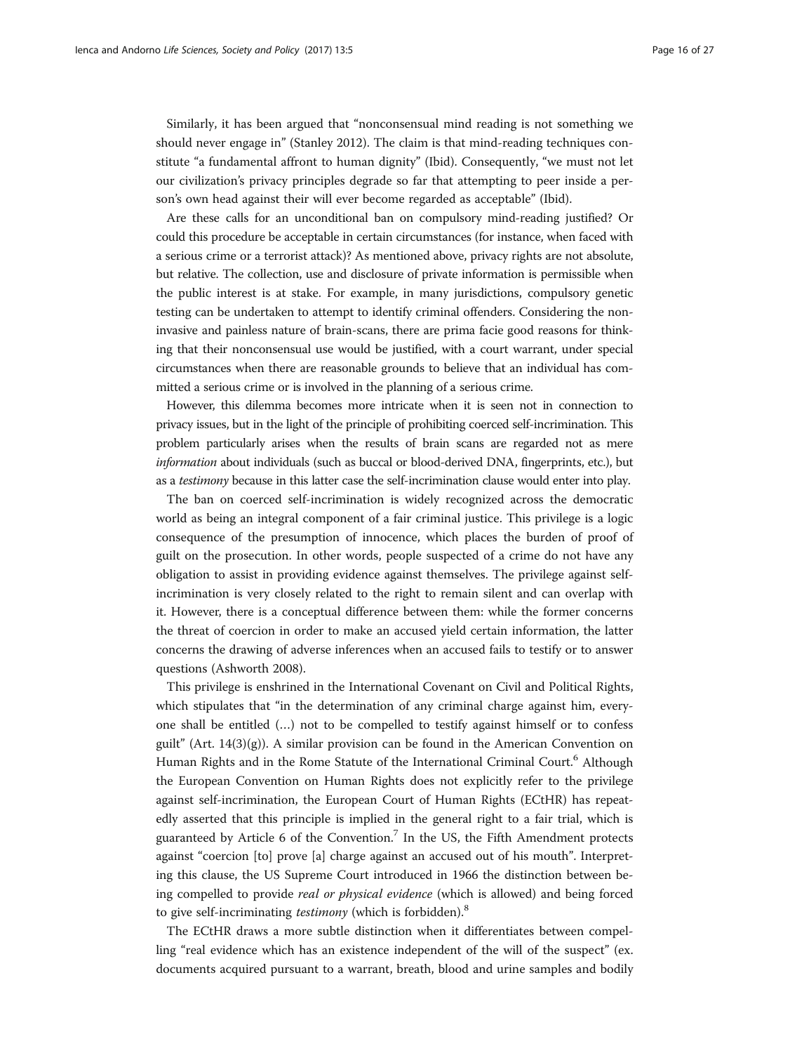Similarly, it has been argued that "nonconsensual mind reading is not something we should never engage in" (Stanley 2012). The claim is that mind-reading techniques constitute "a fundamental affront to human dignity" (Ibid). Consequently, "we must not let our civilization's privacy principles degrade so far that attempting to peer inside a person's own head against their will ever become regarded as acceptable" (Ibid).

Are these calls for an unconditional ban on compulsory mind-reading justified? Or could this procedure be acceptable in certain circumstances (for instance, when faced with a serious crime or a terrorist attack)? As mentioned above, privacy rights are not absolute, but relative. The collection, use and disclosure of private information is permissible when the public interest is at stake. For example, in many jurisdictions, compulsory genetic testing can be undertaken to attempt to identify criminal offenders. Considering the non-invasive and painless nature of brain-scans, there are prima facie good reasons for thinking that their nonconsensual use would be justified, with a court warrant, under special circumstances when there are reasonable grounds to believe that an individual has committed a serious crime or is involved in the planning of a serious crime.

However, this dilemma becomes more intricate when it is seen not in connection to privacy issues, but in the light of the principle of prohibiting coerced self-incrimination. This problem particularly arises when the results of brain scans are regarded not as mere *information* about individuals (such as buccal or blood-derived DNA, fingerprints, etc.), but as a *testimony* because in this latter case the self-incrimination clause would enter into play.

The ban on coerced self-incrimination is widely recognized across the democratic world as being an integral component of a fair criminal justice. This privilege is a logic consequence of the presumption of innocence, which places the burden of proof of guilt on the prosecution. In other words, people suspected of a crime do not have any obligation to assist in providing evidence against themselves. The privilege against self-incrimination is very closely related to the right to remain silent and can overlap with it. However, there is a conceptual difference between them: while the former concerns the threat of coercion in order to make an accused yield certain information, the latter concerns the drawing of adverse inferences when an accused fails to testify or to answer questions (Ashworth 2008).

This privilege is enshrined in the International Covenant on Civil and Political Rights, which stipulates that "in the determination of any criminal charge against him, everyone shall be entitled (…) not to be compelled to testify against himself or to confess guilt" (Art. 14(3)(g)). A similar provision can be found in the American Convention on Human Rights and in the Rome Statute of the International Criminal Court.[6] Although the European Convention on Human Rights does not explicitly refer to the privilege against self-incrimination, the European Court of Human Rights (ECtHR) has repeatedly asserted that this principle is implied in the general right to a fair trial, which is guaranteed by Article 6 of the Convention.[7] In the US, the Fifth Amendment protects against "coercion [to] prove [a] charge against an accused out of his mouth". Interpreting this clause, the US Supreme Court introduced in 1966 the distinction between being compelled to provide *real or physical evidence* (which is allowed) and being forced to give self-incriminating *testimony* (which is forbidden).[8]

The ECtHR draws a more subtle distinction when it differentiates between compelling "real evidence which has an existence independent of the will of the suspect" (ex. documents acquired pursuant to a warrant, breath, blood and urine samples and bodily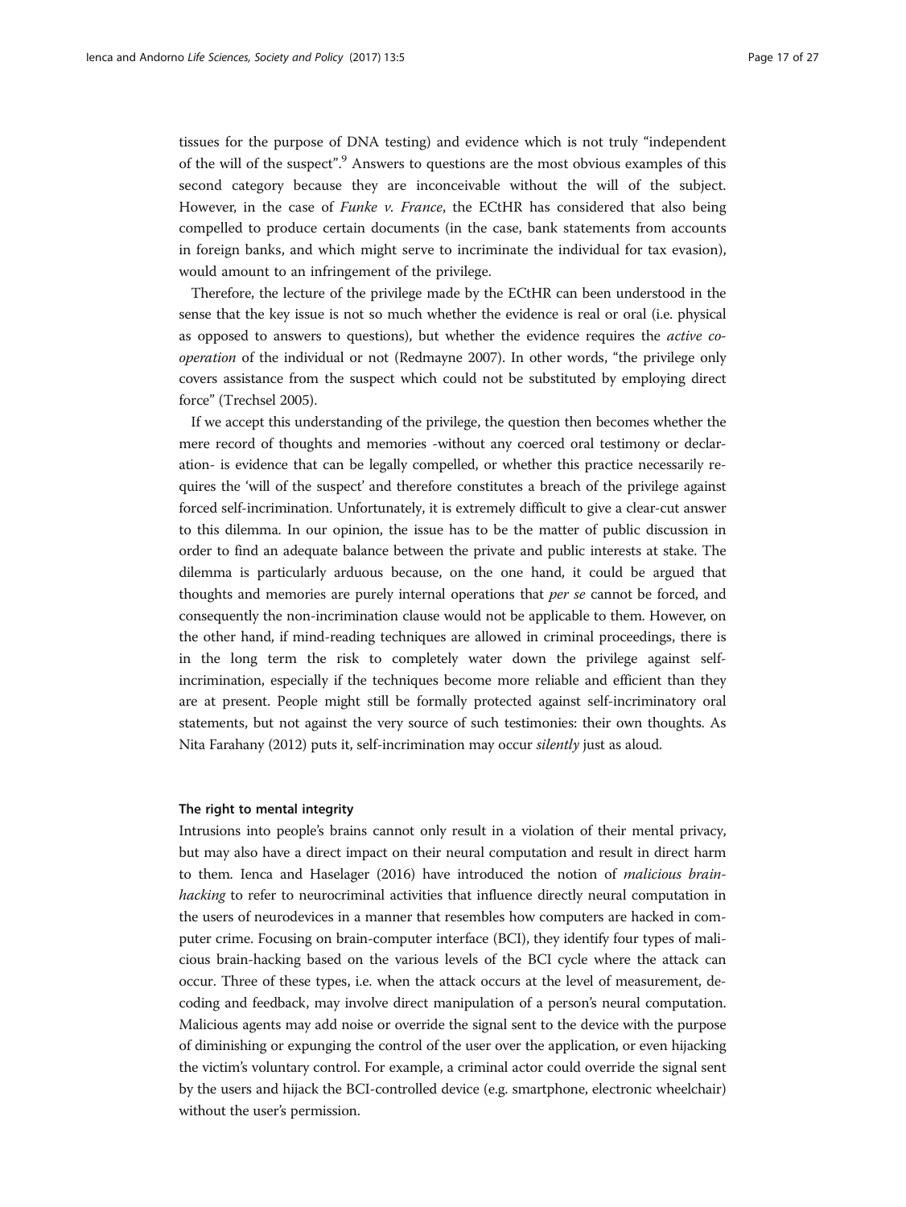tissues for the purpose of DNA testing) and evidence which is not truly "independent of the will of the suspect".[9] Answers to questions are the most obvious examples of this second category because they are inconceivable without the will of the subject. However, in the case of *Funke v. France*, the ECtHR has considered that also being compelled to produce certain documents (in the case, bank statements from accounts in foreign banks, and which might serve to incriminate the individual for tax evasion), would amount to an infringement of the privilege.

Therefore, the lecture of the privilege made by the ECtHR can been understood in the sense that the key issue is not so much whether the evidence is real or oral (i.e. physical as opposed to answers to questions), but whether the evidence requires the *active co-operation* of the individual or not (Redmayne 2007). In other words, "the privilege only covers assistance from the suspect which could not be substituted by employing direct force" (Trechsel 2005).

If we accept this understanding of the privilege, the question then becomes whether the mere record of thoughts and memories -without any coerced oral testimony or declaration- is evidence that can be legally compelled, or whether this practice necessarily requires the 'will of the suspect' and therefore constitutes a breach of the privilege against forced self-incrimination. Unfortunately, it is extremely difficult to give a clear-cut answer to this dilemma. In our opinion, the issue has to be the matter of public discussion in order to find an adequate balance between the private and public interests at stake. The dilemma is particularly arduous because, on the one hand, it could be argued that thoughts and memories are purely internal operations that *per se* cannot be forced, and consequently the non-incrimination clause would not be applicable to them. However, on the other hand, if mind-reading techniques are allowed in criminal proceedings, there is in the long term the risk to completely water down the privilege against self-incrimination, especially if the techniques become more reliable and efficient than they are at present. People might still be formally protected against self-incriminatory oral statements, but not against the very source of such testimonies: their own thoughts. As Nita Farahany (2012) puts it, self-incrimination may occur *silently* just as aloud.

#### The right to mental integrity

Intrusions into people's brains cannot only result in a violation of their mental privacy, but may also have a direct impact on their neural computation and result in direct harm to them. Ienca and Haselager (2016) have introduced the notion of *malicious brain-hacking* to refer to neurocriminal activities that influence directly neural computation in the users of neurodevices in a manner that resembles how computers are hacked in computer crime. Focusing on brain-computer interface (BCI), they identify four types of malicious brain-hacking based on the various levels of the BCI cycle where the attack can occur. Three of these types, i.e. when the attack occurs at the level of measurement, decoding and feedback, may involve direct manipulation of a person's neural computation. Malicious agents may add noise or override the signal sent to the device with the purpose of diminishing or expunging the control of the user over the application, or even hijacking the victim's voluntary control. For example, a criminal actor could override the signal sent by the users and hijack the BCI-controlled device (e.g. smartphone, electronic wheelchair) without the user's permission.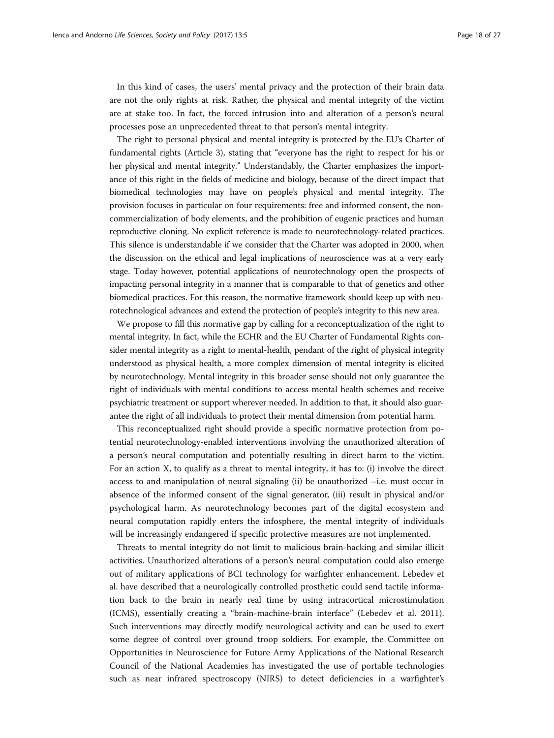In this kind of cases, the users' mental privacy and the protection of their brain data are not the only rights at risk. Rather, the physical and mental integrity of the victim are at stake too. In fact, the forced intrusion into and alteration of a person's neural processes pose an unprecedented threat to that person's mental integrity.

The right to personal physical and mental integrity is protected by the EU's Charter of fundamental rights (Article 3), stating that "everyone has the right to respect for his or her physical and mental integrity." Understandably, the Charter emphasizes the importance of this right in the fields of medicine and biology, because of the direct impact that biomedical technologies may have on people's physical and mental integrity. The provision focuses in particular on four requirements: free and informed consent, the non-commercialization of body elements, and the prohibition of eugenic practices and human reproductive cloning. No explicit reference is made to neurotechnology-related practices. This silence is understandable if we consider that the Charter was adopted in 2000, when the discussion on the ethical and legal implications of neuroscience was at a very early stage. Today however, potential applications of neurotechnology open the prospects of impacting personal integrity in a manner that is comparable to that of genetics and other biomedical practices. For this reason, the normative framework should keep up with neurotechnological advances and extend the protection of people's integrity to this new area.

We propose to fill this normative gap by calling for a reconceptualization of the right to mental integrity. In fact, while the ECHR and the EU Charter of Fundamental Rights consider mental integrity as a right to mental-health, pendant of the right of physical integrity understood as physical health, a more complex dimension of mental integrity is elicited by neurotechnology. Mental integrity in this broader sense should not only guarantee the right of individuals with mental conditions to access mental health schemes and receive psychiatric treatment or support wherever needed. In addition to that, it should also guarantee the right of all individuals to protect their mental dimension from potential harm.

This reconceptualized right should provide a specific normative protection from potential neurotechnology-enabled interventions involving the unauthorized alteration of a person's neural computation and potentially resulting in direct harm to the victim. For an action X, to qualify as a threat to mental integrity, it has to: (i) involve the direct access to and manipulation of neural signaling (ii) be unauthorized –i.e. must occur in absence of the informed consent of the signal generator, (iii) result in physical and/or psychological harm. As neurotechnology becomes part of the digital ecosystem and neural computation rapidly enters the infosphere, the mental integrity of individuals will be increasingly endangered if specific protective measures are not implemented.

Threats to mental integrity do not limit to malicious brain-hacking and similar illicit activities. Unauthorized alterations of a person's neural computation could also emerge out of military applications of BCI technology for warfighter enhancement. Lebedev et al. have described that a neurologically controlled prosthetic could send tactile information back to the brain in nearly real time by using intracortical microstimulation (ICMS), essentially creating a "brain-machine-brain interface" (Lebedev et al. 2011). Such interventions may directly modify neurological activity and can be used to exert some degree of control over ground troop soldiers. For example, the Committee on Opportunities in Neuroscience for Future Army Applications of the National Research Council of the National Academies has investigated the use of portable technologies such as near infrared spectroscopy (NIRS) to detect deficiencies in a warfighter's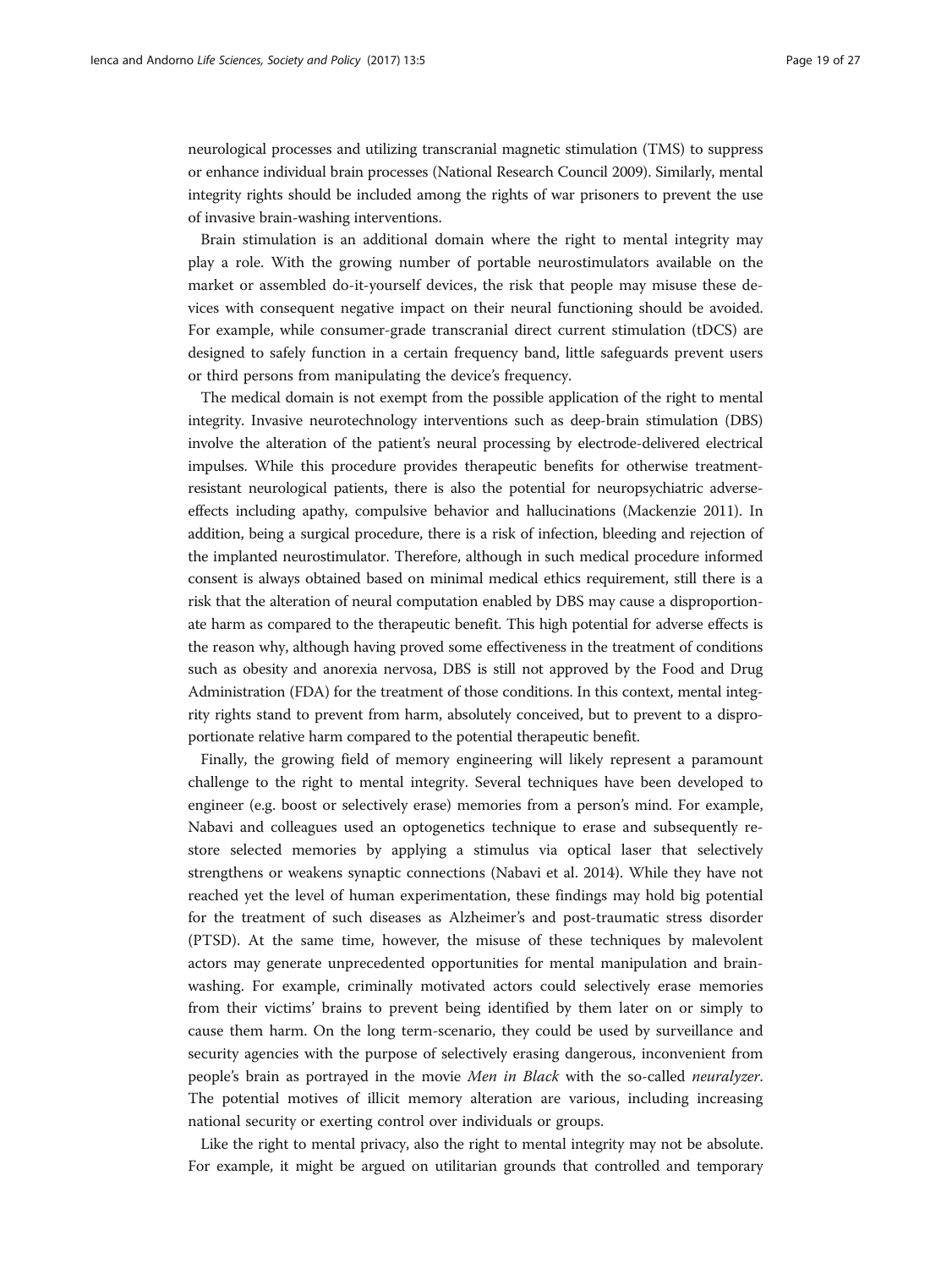neurological processes and utilizing transcranial magnetic stimulation (TMS) to suppress or enhance individual brain processes (National Research Council 2009). Similarly, mental integrity rights should be included among the rights of war prisoners to prevent the use of invasive brain-washing interventions.

Brain stimulation is an additional domain where the right to mental integrity may play a role. With the growing number of portable neurostimulators available on the market or assembled do-it-yourself devices, the risk that people may misuse these devices with consequent negative impact on their neural functioning should be avoided. For example, while consumer-grade transcranial direct current stimulation (tDCS) are designed to safely function in a certain frequency band, little safeguards prevent users or third persons from manipulating the device's frequency.

The medical domain is not exempt from the possible application of the right to mental integrity. Invasive neurotechnology interventions such as deep-brain stimulation (DBS) involve the alteration of the patient's neural processing by electrode-delivered electrical impulses. While this procedure provides therapeutic benefits for otherwise treatment-resistant neurological patients, there is also the potential for neuropsychiatric adverse-effects including apathy, compulsive behavior and hallucinations (Mackenzie 2011). In addition, being a surgical procedure, there is a risk of infection, bleeding and rejection of the implanted neurostimulator. Therefore, although in such medical procedure informed consent is always obtained based on minimal medical ethics requirement, still there is a risk that the alteration of neural computation enabled by DBS may cause a disproportionate harm as compared to the therapeutic benefit. This high potential for adverse effects is the reason why, although having proved some effectiveness in the treatment of conditions such as obesity and anorexia nervosa, DBS is still not approved by the Food and Drug Administration (FDA) for the treatment of those conditions. In this context, mental integrity rights stand to prevent from harm, absolutely conceived, but to prevent to a disproportionate relative harm compared to the potential therapeutic benefit.

Finally, the growing field of memory engineering will likely represent a paramount challenge to the right to mental integrity. Several techniques have been developed to engineer (e.g. boost or selectively erase) memories from a person's mind. For example, Nabavi and colleagues used an optogenetics technique to erase and subsequently restore selected memories by applying a stimulus via optical laser that selectively strengthens or weakens synaptic connections (Nabavi et al. 2014). While they have not reached yet the level of human experimentation, these findings may hold big potential for the treatment of such diseases as Alzheimer's and post-traumatic stress disorder (PTSD). At the same time, however, the misuse of these techniques by malevolent actors may generate unprecedented opportunities for mental manipulation and brain-washing. For example, criminally motivated actors could selectively erase memories from their victims' brains to prevent being identified by them later on or simply to cause them harm. On the long term-scenario, they could be used by surveillance and security agencies with the purpose of selectively erasing dangerous, inconvenient from people's brain as portrayed in the movie *Men in Black* with the so-called *neuralyzer*. The potential motives of illicit memory alteration are various, including increasing national security or exerting control over individuals or groups.

Like the right to mental privacy, also the right to mental integrity may not be absolute. For example, it might be argued on utilitarian grounds that controlled and temporary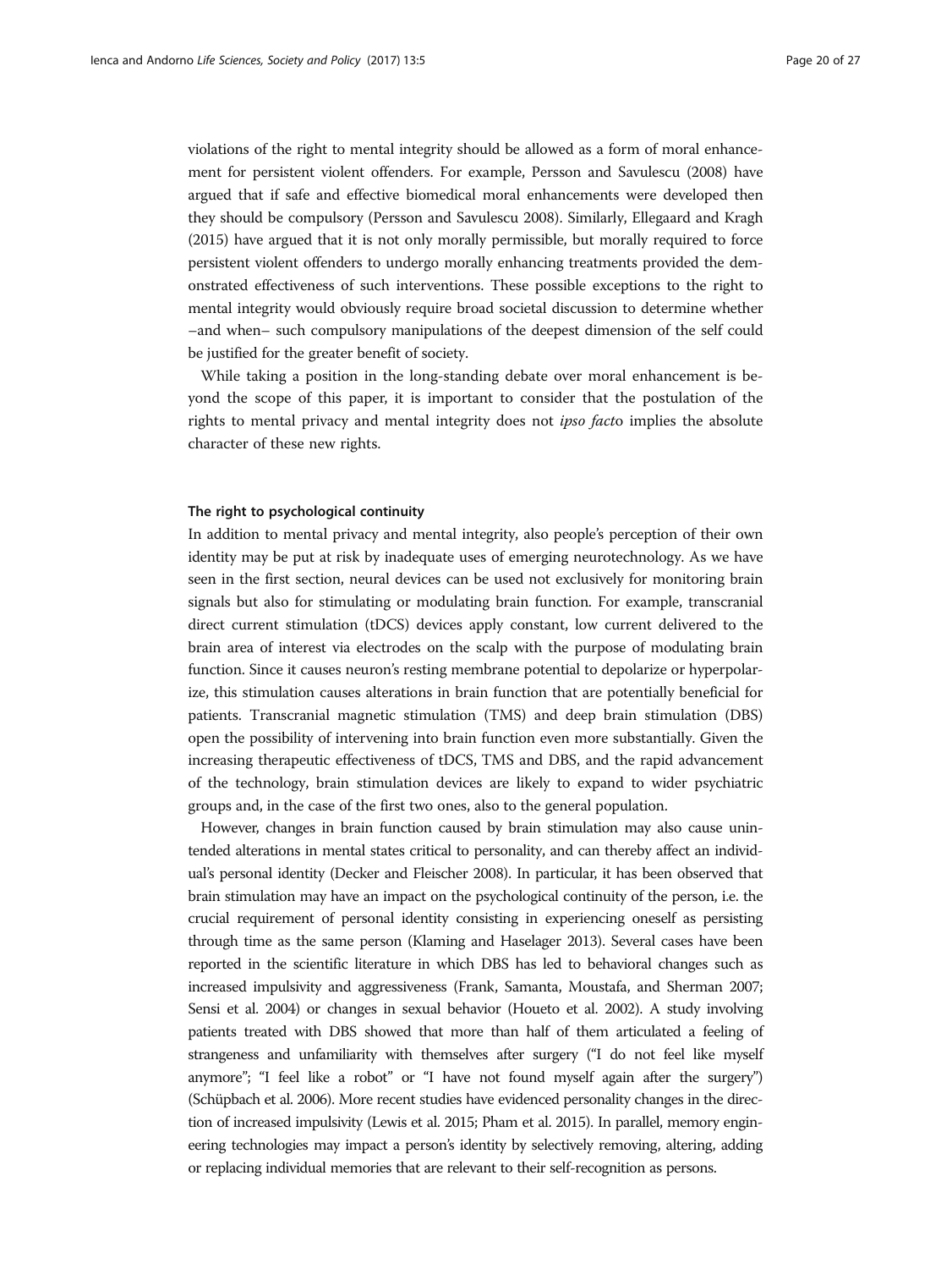violations of the right to mental integrity should be allowed as a form of moral enhancement for persistent violent offenders. For example, Persson and Savulescu (2008) have argued that if safe and effective biomedical moral enhancements were developed then they should be compulsory (Persson and Savulescu 2008). Similarly, Ellegaard and Kragh (2015) have argued that it is not only morally permissible, but morally required to force persistent violent offenders to undergo morally enhancing treatments provided the demonstrated effectiveness of such interventions. These possible exceptions to the right to mental integrity would obviously require broad societal discussion to determine whether –and when– such compulsory manipulations of the deepest dimension of the self could be justified for the greater benefit of society.

While taking a position in the long-standing debate over moral enhancement is beyond the scope of this paper, it is important to consider that the postulation of the rights to mental privacy and mental integrity does not *ipso fact*o implies the absolute character of these new rights.

#### The right to psychological continuity

In addition to mental privacy and mental integrity, also people's perception of their own identity may be put at risk by inadequate uses of emerging neurotechnology. As we have seen in the first section, neural devices can be used not exclusively for monitoring brain signals but also for stimulating or modulating brain function. For example, transcranial direct current stimulation (tDCS) devices apply constant, low current delivered to the brain area of interest via electrodes on the scalp with the purpose of modulating brain function. Since it causes neuron's resting membrane potential to depolarize or hyperpolarize, this stimulation causes alterations in brain function that are potentially beneficial for patients. Transcranial magnetic stimulation (TMS) and deep brain stimulation (DBS) open the possibility of intervening into brain function even more substantially. Given the increasing therapeutic effectiveness of tDCS, TMS and DBS, and the rapid advancement of the technology, brain stimulation devices are likely to expand to wider psychiatric groups and, in the case of the first two ones, also to the general population.

However, changes in brain function caused by brain stimulation may also cause unintended alterations in mental states critical to personality, and can thereby affect an individual's personal identity (Decker and Fleischer 2008). In particular, it has been observed that brain stimulation may have an impact on the psychological continuity of the person, i.e. the crucial requirement of personal identity consisting in experiencing oneself as persisting through time as the same person (Klaming and Haselager 2013). Several cases have been reported in the scientific literature in which DBS has led to behavioral changes such as increased impulsivity and aggressiveness (Frank, Samanta, Moustafa, and Sherman 2007; Sensi et al. 2004) or changes in sexual behavior (Houeto et al. 2002). A study involving patients treated with DBS showed that more than half of them articulated a feeling of strangeness and unfamiliarity with themselves after surgery ("I do not feel like myself anymore"; "I feel like a robot" or "I have not found myself again after the surgery") (Schüpbach et al. 2006). More recent studies have evidenced personality changes in the direction of increased impulsivity (Lewis et al. 2015; Pham et al. 2015). In parallel, memory engineering technologies may impact a person's identity by selectively removing, altering, adding or replacing individual memories that are relevant to their self-recognition as persons.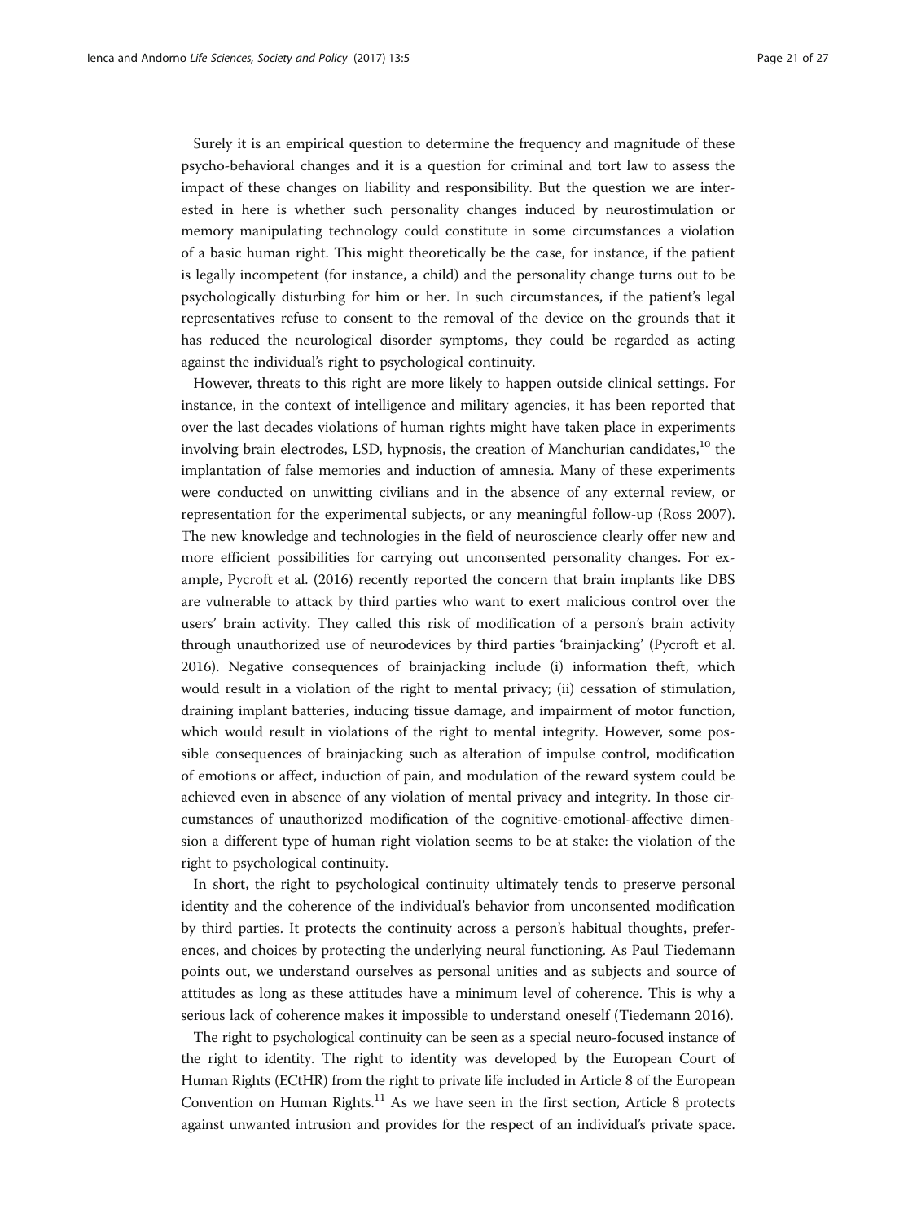Surely it is an empirical question to determine the frequency and magnitude of these psycho-behavioral changes and it is a question for criminal and tort law to assess the impact of these changes on liability and responsibility. But the question we are interested in here is whether such personality changes induced by neurostimulation or memory manipulating technology could constitute in some circumstances a violation of a basic human right. This might theoretically be the case, for instance, if the patient is legally incompetent (for instance, a child) and the personality change turns out to be psychologically disturbing for him or her. In such circumstances, if the patient's legal representatives refuse to consent to the removal of the device on the grounds that it has reduced the neurological disorder symptoms, they could be regarded as acting against the individual's right to psychological continuity.

However, threats to this right are more likely to happen outside clinical settings. For instance, in the context of intelligence and military agencies, it has been reported that over the last decades violations of human rights might have taken place in experiments involving brain electrodes, LSD, hypnosis, the creation of Manchurian candidates,[10] the implantation of false memories and induction of amnesia. Many of these experiments were conducted on unwitting civilians and in the absence of any external review, or representation for the experimental subjects, or any meaningful follow-up (Ross 2007). The new knowledge and technologies in the field of neuroscience clearly offer new and more efficient possibilities for carrying out unconsented personality changes. For example, Pycroft et al. (2016) recently reported the concern that brain implants like DBS are vulnerable to attack by third parties who want to exert malicious control over the users' brain activity. They called this risk of modification of a person's brain activity through unauthorized use of neurodevices by third parties 'brainjacking' (Pycroft et al. 2016). Negative consequences of brainjacking include (i) information theft, which would result in a violation of the right to mental privacy; (ii) cessation of stimulation, draining implant batteries, inducing tissue damage, and impairment of motor function, which would result in violations of the right to mental integrity. However, some possible consequences of brainjacking such as alteration of impulse control, modification of emotions or affect, induction of pain, and modulation of the reward system could be achieved even in absence of any violation of mental privacy and integrity. In those circumstances of unauthorized modification of the cognitive-emotional-affective dimension a different type of human right violation seems to be at stake: the violation of the right to psychological continuity.

In short, the right to psychological continuity ultimately tends to preserve personal identity and the coherence of the individual's behavior from unconsented modification by third parties. It protects the continuity across a person's habitual thoughts, preferences, and choices by protecting the underlying neural functioning. As Paul Tiedemann points out, we understand ourselves as personal unities and as subjects and source of attitudes as long as these attitudes have a minimum level of coherence. This is why a serious lack of coherence makes it impossible to understand oneself (Tiedemann 2016).

The right to psychological continuity can be seen as a special neuro-focused instance of the right to identity. The right to identity was developed by the European Court of Human Rights (ECtHR) from the right to private life included in Article 8 of the European Convention on Human Rights.[11] As we have seen in the first section, Article 8 protects against unwanted intrusion and provides for the respect of an individual's private space.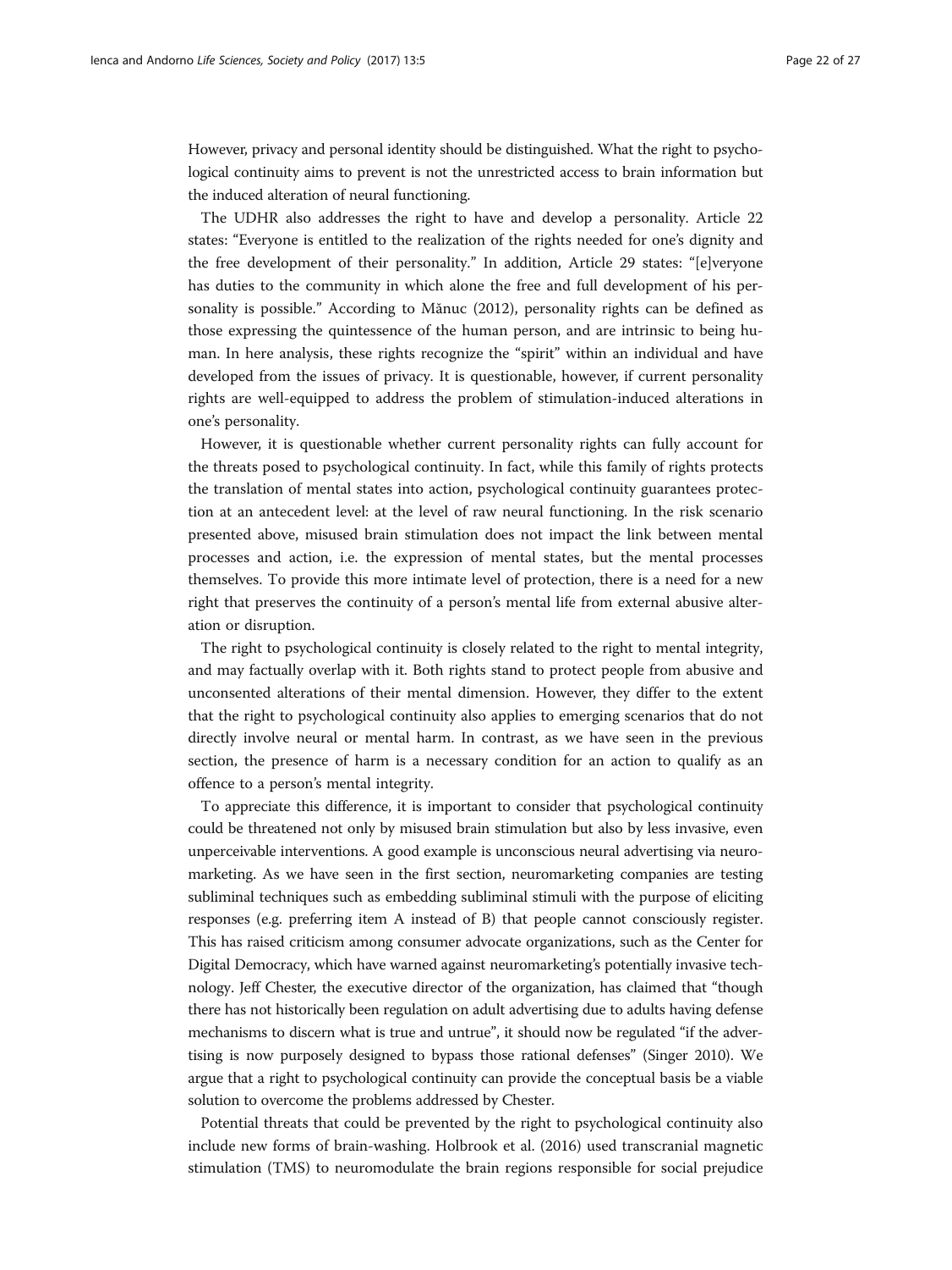However, privacy and personal identity should be distinguished. What the right to psychological continuity aims to prevent is not the unrestricted access to brain information but the induced alteration of neural functioning.

The UDHR also addresses the right to have and develop a personality. Article 22 states: "Everyone is entitled to the realization of the rights needed for one's dignity and the free development of their personality." In addition, Article 29 states: "[e]veryone has duties to the community in which alone the free and full development of his personality is possible." According to Mănuc (2012), personality rights can be defined as those expressing the quintessence of the human person, and are intrinsic to being human. In here analysis, these rights recognize the "spirit" within an individual and have developed from the issues of privacy. It is questionable, however, if current personality rights are well-equipped to address the problem of stimulation-induced alterations in one's personality.

However, it is questionable whether current personality rights can fully account for the threats posed to psychological continuity. In fact, while this family of rights protects the translation of mental states into action, psychological continuity guarantees protection at an antecedent level: at the level of raw neural functioning. In the risk scenario presented above, misused brain stimulation does not impact the link between mental processes and action, i.e. the expression of mental states, but the mental processes themselves. To provide this more intimate level of protection, there is a need for a new right that preserves the continuity of a person's mental life from external abusive alteration or disruption.

The right to psychological continuity is closely related to the right to mental integrity, and may factually overlap with it. Both rights stand to protect people from abusive and unconsented alterations of their mental dimension. However, they differ to the extent that the right to psychological continuity also applies to emerging scenarios that do not directly involve neural or mental harm. In contrast, as we have seen in the previous section, the presence of harm is a necessary condition for an action to qualify as an offence to a person's mental integrity.

To appreciate this difference, it is important to consider that psychological continuity could be threatened not only by misused brain stimulation but also by less invasive, even unperceivable interventions. A good example is unconscious neural advertising via neuromarketing. As we have seen in the first section, neuromarketing companies are testing subliminal techniques such as embedding subliminal stimuli with the purpose of eliciting responses (e.g. preferring item A instead of B) that people cannot consciously register. This has raised criticism among consumer advocate organizations, such as the Center for Digital Democracy, which have warned against neuromarketing's potentially invasive technology. Jeff Chester, the executive director of the organization, has claimed that "though there has not historically been regulation on adult advertising due to adults having defense mechanisms to discern what is true and untrue", it should now be regulated "if the advertising is now purposely designed to bypass those rational defenses" (Singer 2010). We argue that a right to psychological continuity can provide the conceptual basis be a viable solution to overcome the problems addressed by Chester.

Potential threats that could be prevented by the right to psychological continuity also include new forms of brain-washing. Holbrook et al. (2016) used transcranial magnetic stimulation (TMS) to neuromodulate the brain regions responsible for social prejudice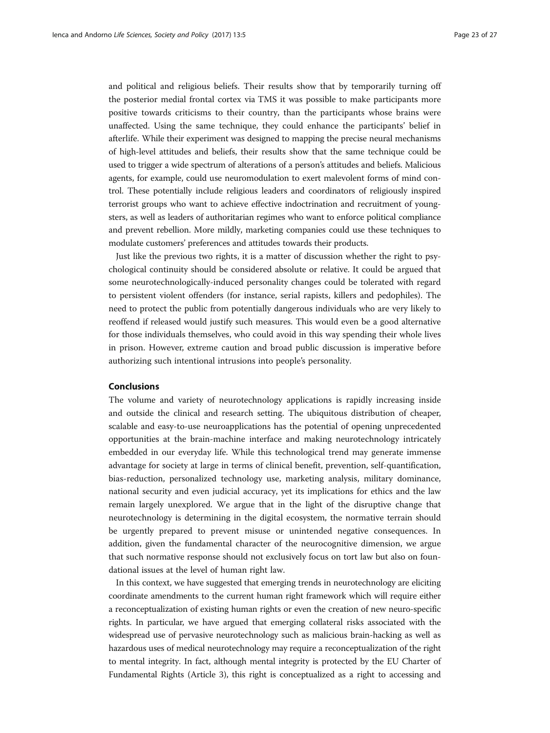and political and religious beliefs. Their results show that by temporarily turning off the posterior medial frontal cortex via TMS it was possible to make participants more positive towards criticisms to their country, than the participants whose brains were unaffected. Using the same technique, they could enhance the participants' belief in afterlife. While their experiment was designed to mapping the precise neural mechanisms of high-level attitudes and beliefs, their results show that the same technique could be used to trigger a wide spectrum of alterations of a person's attitudes and beliefs. Malicious agents, for example, could use neuromodulation to exert malevolent forms of mind control. These potentially include religious leaders and coordinators of religiously inspired terrorist groups who want to achieve effective indoctrination and recruitment of youngsters, as well as leaders of authoritarian regimes who want to enforce political compliance and prevent rebellion. More mildly, marketing companies could use these techniques to modulate customers' preferences and attitudes towards their products.

Just like the previous two rights, it is a matter of discussion whether the right to psychological continuity should be considered absolute or relative. It could be argued that some neurotechnologically-induced personality changes could be tolerated with regard to persistent violent offenders (for instance, serial rapists, killers and pedophiles). The need to protect the public from potentially dangerous individuals who are very likely to reoffend if released would justify such measures. This would even be a good alternative for those individuals themselves, who could avoid in this way spending their whole lives in prison. However, extreme caution and broad public discussion is imperative before authorizing such intentional intrusions into people's personality.

## Conclusions

The volume and variety of neurotechnology applications is rapidly increasing inside and outside the clinical and research setting. The ubiquitous distribution of cheaper, scalable and easy-to-use neuroapplications has the potential of opening unprecedented opportunities at the brain-machine interface and making neurotechnology intricately embedded in our everyday life. While this technological trend may generate immense advantage for society at large in terms of clinical benefit, prevention, self-quantification, bias-reduction, personalized technology use, marketing analysis, military dominance, national security and even judicial accuracy, yet its implications for ethics and the law remain largely unexplored. We argue that in the light of the disruptive change that neurotechnology is determining in the digital ecosystem, the normative terrain should be urgently prepared to prevent misuse or unintended negative consequences. In addition, given the fundamental character of the neurocognitive dimension, we argue that such normative response should not exclusively focus on tort law but also on foundational issues at the level of human right law.

In this context, we have suggested that emerging trends in neurotechnology are eliciting coordinate amendments to the current human right framework which will require either a reconceptualization of existing human rights or even the creation of new neuro-specific rights. In particular, we have argued that emerging collateral risks associated with the widespread use of pervasive neurotechnology such as malicious brain-hacking as well as hazardous uses of medical neurotechnology may require a reconceptualization of the right to mental integrity. In fact, although mental integrity is protected by the EU Charter of Fundamental Rights (Article 3), this right is conceptualized as a right to accessing and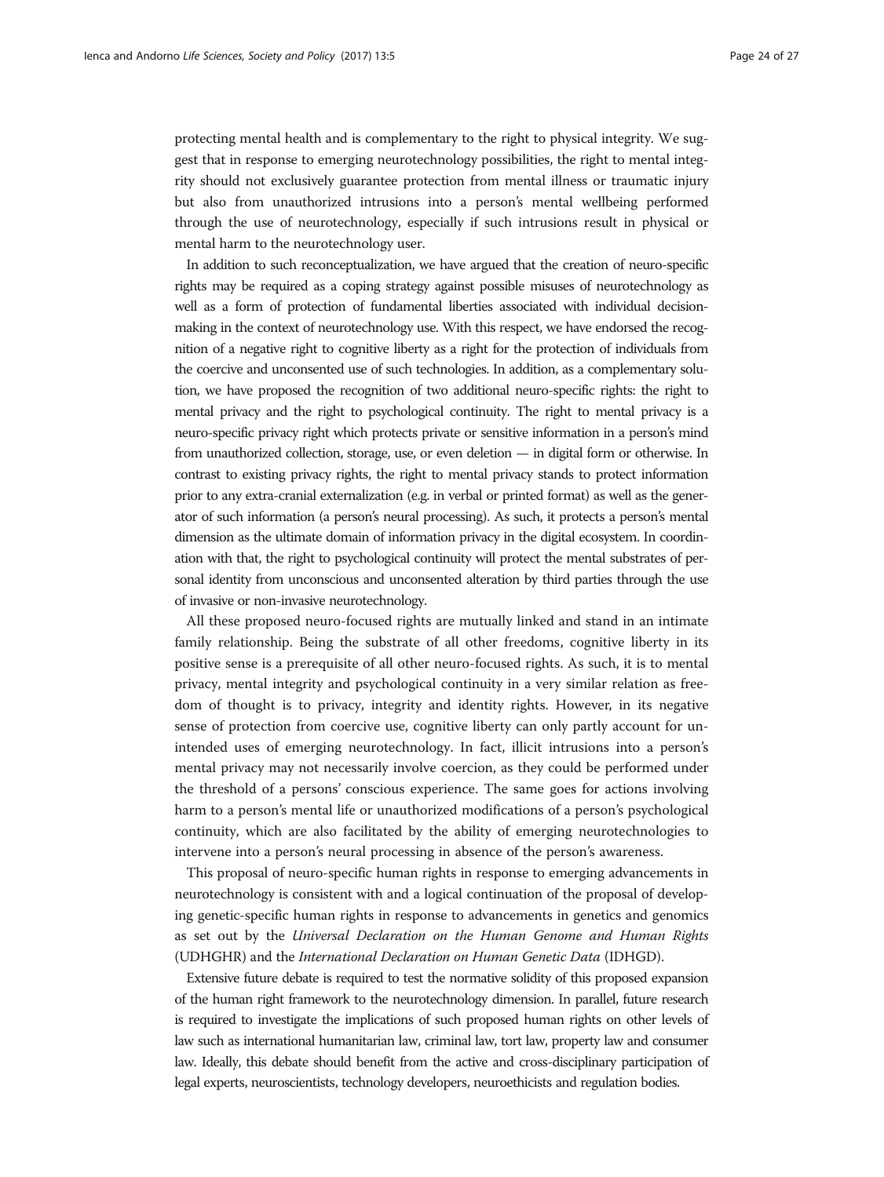protecting mental health and is complementary to the right to physical integrity. We suggest that in response to emerging neurotechnology possibilities, the right to mental integrity should not exclusively guarantee protection from mental illness or traumatic injury but also from unauthorized intrusions into a person's mental wellbeing performed through the use of neurotechnology, especially if such intrusions result in physical or mental harm to the neurotechnology user.

In addition to such reconceptualization, we have argued that the creation of neuro-specific rights may be required as a coping strategy against possible misuses of neurotechnology as well as a form of protection of fundamental liberties associated with individual decision-making in the context of neurotechnology use. With this respect, we have endorsed the recognition of a negative right to cognitive liberty as a right for the protection of individuals from the coercive and unconsented use of such technologies. In addition, as a complementary solution, we have proposed the recognition of two additional neuro-specific rights: the right to mental privacy and the right to psychological continuity. The right to mental privacy is a neuro-specific privacy right which protects private or sensitive information in a person's mind from unauthorized collection, storage, use, or even deletion — in digital form or otherwise. In contrast to existing privacy rights, the right to mental privacy stands to protect information prior to any extra-cranial externalization (e.g. in verbal or printed format) as well as the generator of such information (a person's neural processing). As such, it protects a person's mental dimension as the ultimate domain of information privacy in the digital ecosystem. In coordination with that, the right to psychological continuity will protect the mental substrates of personal identity from unconscious and unconsented alteration by third parties through the use of invasive or non-invasive neurotechnology.

All these proposed neuro-focused rights are mutually linked and stand in an intimate family relationship. Being the substrate of all other freedoms, cognitive liberty in its positive sense is a prerequisite of all other neuro-focused rights. As such, it is to mental privacy, mental integrity and psychological continuity in a very similar relation as freedom of thought is to privacy, integrity and identity rights. However, in its negative sense of protection from coercive use, cognitive liberty can only partly account for unintended uses of emerging neurotechnology. In fact, illicit intrusions into a person's mental privacy may not necessarily involve coercion, as they could be performed under the threshold of a persons' conscious experience. The same goes for actions involving harm to a person's mental life or unauthorized modifications of a person's psychological continuity, which are also facilitated by the ability of emerging neurotechnologies to intervene into a person's neural processing in absence of the person's awareness.

This proposal of neuro-specific human rights in response to emerging advancements in neurotechnology is consistent with and a logical continuation of the proposal of developing genetic-specific human rights in response to advancements in genetics and genomics as set out by the *Universal Declaration on the Human Genome and Human Rights* (UDHGHR) and the *International Declaration on Human Genetic Data* (IDHGD).

Extensive future debate is required to test the normative solidity of this proposed expansion of the human right framework to the neurotechnology dimension. In parallel, future research is required to investigate the implications of such proposed human rights on other levels of law such as international humanitarian law, criminal law, tort law, property law and consumer law. Ideally, this debate should benefit from the active and cross-disciplinary participation of legal experts, neuroscientists, technology developers, neuroethicists and regulation bodies.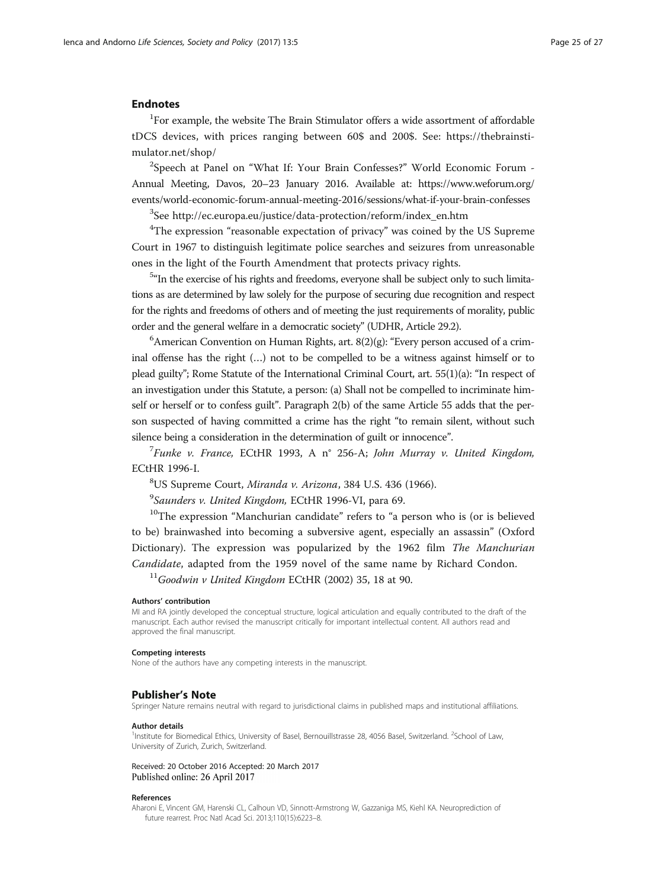## Endnotes

[1]For example, the website The Brain Stimulator offers a wide assortment of affordable tDCS devices, with prices ranging between 60$ and 200$. See: https://thebrainstimulator.net/shop/

[2]Speech at Panel on "What If: Your Brain Confesses?" World Economic Forum - Annual Meeting, Davos, 20–23 January 2016. Available at: https://www.weforum.org/events/world-economic-forum-annual-meeting-2016/sessions/what-if-your-brain-confesses

[3]See http://ec.europa.eu/justice/data-protection/reform/index_en.htm

[4]The expression "reasonable expectation of privacy" was coined by the US Supreme Court in 1967 to distinguish legitimate police searches and seizures from unreasonable ones in the light of the Fourth Amendment that protects privacy rights.

[5]"In the exercise of his rights and freedoms, everyone shall be subject only to such limitations as are determined by law solely for the purpose of securing due recognition and respect for the rights and freedoms of others and of meeting the just requirements of morality, public order and the general welfare in a democratic society" (UDHR, Article 29.2).

[6]American Convention on Human Rights, art. 8(2)(g): "Every person accused of a criminal offense has the right (…) not to be compelled to be a witness against himself or to plead guilty"; Rome Statute of the International Criminal Court, art. 55(1)(a): "In respect of an investigation under this Statute, a person: (a) Shall not be compelled to incriminate himself or herself or to confess guilt". Paragraph 2(b) of the same Article 55 adds that the person suspected of having committed a crime has the right "to remain silent, without such silence being a consideration in the determination of guilt or innocence".

[7]*Funke v. France,* ECtHR 1993, A n° 256-A; *John Murray v. United Kingdom,* ECtHR 1996-I.

[8]US Supreme Court, *Miranda v. Arizona*, 384 U.S. 436 (1966).

[9]*Saunders v. United Kingdom,* ECtHR 1996-VI, para 69.

[10]The expression "Manchurian candidate" refers to "a person who is (or is believed to be) brainwashed into becoming a subversive agent, especially an assassin" (Oxford Dictionary). The expression was popularized by the 1962 film *The Manchurian Candidate*, adapted from the 1959 novel of the same name by Richard Condon.

[11]*Goodwin v United Kingdom* ECtHR (2002) 35, 18 at 90.

#### Authors' contribution
MI and RA jointly developed the conceptual structure, logical articulation and equally contributed to the draft of the manuscript. Each author revised the manuscript critically for important intellectual content. All authors read and approved the final manuscript.

#### Competing interests
None of the authors have any competing interests in the manuscript.

## Publisher's Note
Springer Nature remains neutral with regard to jurisdictional claims in published maps and institutional affiliations.

#### Author details
[1]Institute for Biomedical Ethics, University of Basel, Bernouillstrasse 28, 4056 Basel, Switzerland. [2]School of Law, University of Zurich, Zurich, Switzerland.

Received: 20 October 2016 Accepted: 20 March 2017
Published online: 26 April 2017

#### References
Aharoni E, Vincent GM, Harenski CL, Calhoun VD, Sinnott-Armstrong W, Gazzaniga MS, Kiehl KA. Neuroprediction of future rearrest. Proc Natl Acad Sci. 2013;110(15):6223–8.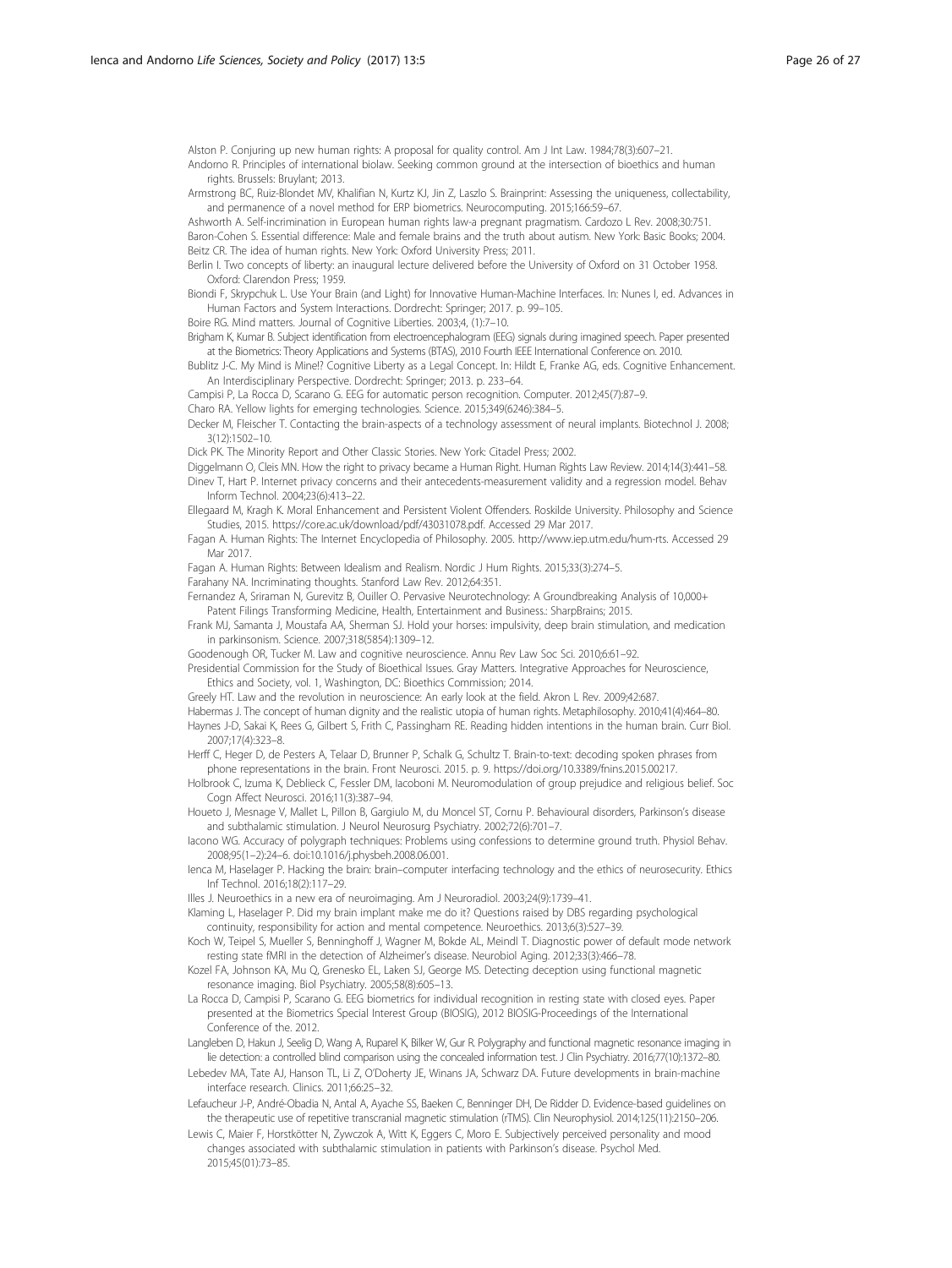Alston P. Conjuring up new human rights: A proposal for quality control. Am J Int Law. 1984;78(3):607–21.

Andorno R. Principles of international biolaw. Seeking common ground at the intersection of bioethics and human rights. Brussels: Bruylant; 2013.

Armstrong BC, Ruiz-Blondet MV, Khalifian N, Kurtz KJ, Jin Z, Laszlo S. Brainprint: Assessing the uniqueness, collectability, and permanence of a novel method for ERP biometrics. Neurocomputing. 2015;166:59–67.

Ashworth A. Self-incrimination in European human rights law-a pregnant pragmatism. Cardozo L Rev. 2008;30:751.

Baron-Cohen S. Essential difference: Male and female brains and the truth about autism. New York: Basic Books; 2004.

Beitz CR. The idea of human rights. New York: Oxford University Press; 2011.

Berlin I. Two concepts of liberty: an inaugural lecture delivered before the University of Oxford on 31 October 1958. Oxford: Clarendon Press; 1959.

Biondi F, Skrypchuk L. Use Your Brain (and Light) for Innovative Human-Machine Interfaces. In: Nunes I, ed. Advances in Human Factors and System Interactions. Dordrecht: Springer; 2017. p. 99–105.

Boire RG. Mind matters. Journal of Cognitive Liberties. 2003;4, (1):7–10.

Brigham K, Kumar B. Subject identification from electroencephalogram (EEG) signals during imagined speech. Paper presented at the Biometrics: Theory Applications and Systems (BTAS), 2010 Fourth IEEE International Conference on. 2010.

Bublitz J-C. My Mind is Mine!? Cognitive Liberty as a Legal Concept. In: Hildt E, Franke AG, eds. Cognitive Enhancement. An Interdisciplinary Perspective. Dordrecht: Springer; 2013. p. 233–64.

Campisi P, La Rocca D, Scarano G. EEG for automatic person recognition. Computer. 2012;45(7):87–9.

Charo RA. Yellow lights for emerging technologies. Science. 2015;349(6246):384–5.

Decker M, Fleischer T. Contacting the brain-aspects of a technology assessment of neural implants. Biotechnol J. 2008; 3(12):1502–10.

Dick PK. The Minority Report and Other Classic Stories. New York: Citadel Press; 2002.

Diggelmann O, Cleis MN. How the right to privacy became a Human Right. Human Rights Law Review. 2014;14(3):441–58.

Dinev T, Hart P. Internet privacy concerns and their antecedents-measurement validity and a regression model. Behav Inform Technol. 2004;23(6):413–22.

Ellegaard M, Kragh K. Moral Enhancement and Persistent Violent Offenders. Roskilde University. Philosophy and Science Studies, 2015. https://core.ac.uk/download/pdf/43031078.pdf. Accessed 29 Mar 2017.

Fagan A. Human Rights: The Internet Encyclopedia of Philosophy. 2005. http://www.iep.utm.edu/hum-rts. Accessed 29 Mar 2017.

Fagan A. Human Rights: Between Idealism and Realism. Nordic J Hum Rights. 2015;33(3):274–5.

Farahany NA. Incriminating thoughts. Stanford Law Rev. 2012;64:351.

Fernandez A, Sriraman N, Gurevitz B, Ouiller O. Pervasive Neurotechnology: A Groundbreaking Analysis of 10,000+ Patent Filings Transforming Medicine, Health, Entertainment and Business.: SharpBrains; 2015.

Frank MJ, Samanta J, Moustafa AA, Sherman SJ. Hold your horses: impulsivity, deep brain stimulation, and medication in parkinsonism. Science. 2007;318(5854):1309–12.

Goodenough OR, Tucker M. Law and cognitive neuroscience. Annu Rev Law Soc Sci. 2010;6:61–92.

Presidential Commission for the Study of Bioethical Issues. Gray Matters. Integrative Approaches for Neuroscience, Ethics and Society, vol. 1, Washington, DC: Bioethics Commission; 2014.

Greely HT. Law and the revolution in neuroscience: An early look at the field. Akron L Rev. 2009;42:687.

Habermas J. The concept of human dignity and the realistic utopia of human rights. Metaphilosophy. 2010;41(4):464–80.

Haynes J-D, Sakai K, Rees G, Gilbert S, Frith C, Passingham RE. Reading hidden intentions in the human brain. Curr Biol. 2007;17(4):323–8.

Herff C, Heger D, de Pesters A, Telaar D, Brunner P, Schalk G, Schultz T. Brain-to-text: decoding spoken phrases from phone representations in the brain. Front Neurosci. 2015. p. 9. https://doi.org/10.3389/fnins.2015.00217.

Holbrook C, Izuma K, Deblieck C, Fessler DM, Iacoboni M. Neuromodulation of group prejudice and religious belief. Soc Cogn Affect Neurosci. 2016;11(3):387–94.

Houeto J, Mesnage V, Mallet L, Pillon B, Gargiulo M, du Moncel ST, Cornu P. Behavioural disorders, Parkinson's disease and subthalamic stimulation. J Neurol Neurosurg Psychiatry. 2002;72(6):701–7.

Iacono WG. Accuracy of polygraph techniques: Problems using confessions to determine ground truth. Physiol Behav. 2008;95(1–2):24–6. doi:10.1016/j.physbeh.2008.06.001.

Ienca M, Haselager P. Hacking the brain: brain–computer interfacing technology and the ethics of neurosecurity. Ethics Inf Technol. 2016;18(2):117–29.

Illes J. Neuroethics in a new era of neuroimaging. Am J Neuroradiol. 2003;24(9):1739–41.

Klaming L, Haselager P. Did my brain implant make me do it? Questions raised by DBS regarding psychological continuity, responsibility for action and mental competence. Neuroethics. 2013;6(3):527–39.

Koch W, Teipel S, Mueller S, Benninghoff J, Wagner M, Bokde AL, Meindl T. Diagnostic power of default mode network resting state fMRI in the detection of Alzheimer's disease. Neurobiol Aging. 2012;33(3):466–78.

Kozel FA, Johnson KA, Mu Q, Grenesko EL, Laken SJ, George MS. Detecting deception using functional magnetic resonance imaging. Biol Psychiatry. 2005;58(8):605–13.

La Rocca D, Campisi P, Scarano G. EEG biometrics for individual recognition in resting state with closed eyes. Paper presented at the Biometrics Special Interest Group (BIOSIG), 2012 BIOSIG-Proceedings of the International Conference of the. 2012.

Langleben D, Hakun J, Seelig D, Wang A, Ruparel K, Bilker W, Gur R. Polygraphy and functional magnetic resonance imaging in lie detection: a controlled blind comparison using the concealed information test. J Clin Psychiatry. 2016;77(10):1372–80.

Lebedev MA, Tate AJ, Hanson TL, Li Z, O'Doherty JE, Winans JA, Schwarz DA. Future developments in brain-machine interface research. Clinics. 2011;66:25–32.

Lefaucheur J-P, André-Obadia N, Antal A, Ayache SS, Baeken C, Benninger DH, De Ridder D. Evidence-based guidelines on the therapeutic use of repetitive transcranial magnetic stimulation (rTMS). Clin Neurophysiol. 2014;125(11):2150–206.

Lewis C, Maier F, Horstkötter N, Zywczok A, Witt K, Eggers C, Moro E. Subjectively perceived personality and mood changes associated with subthalamic stimulation in patients with Parkinson's disease. Psychol Med. 2015;45(01):73–85.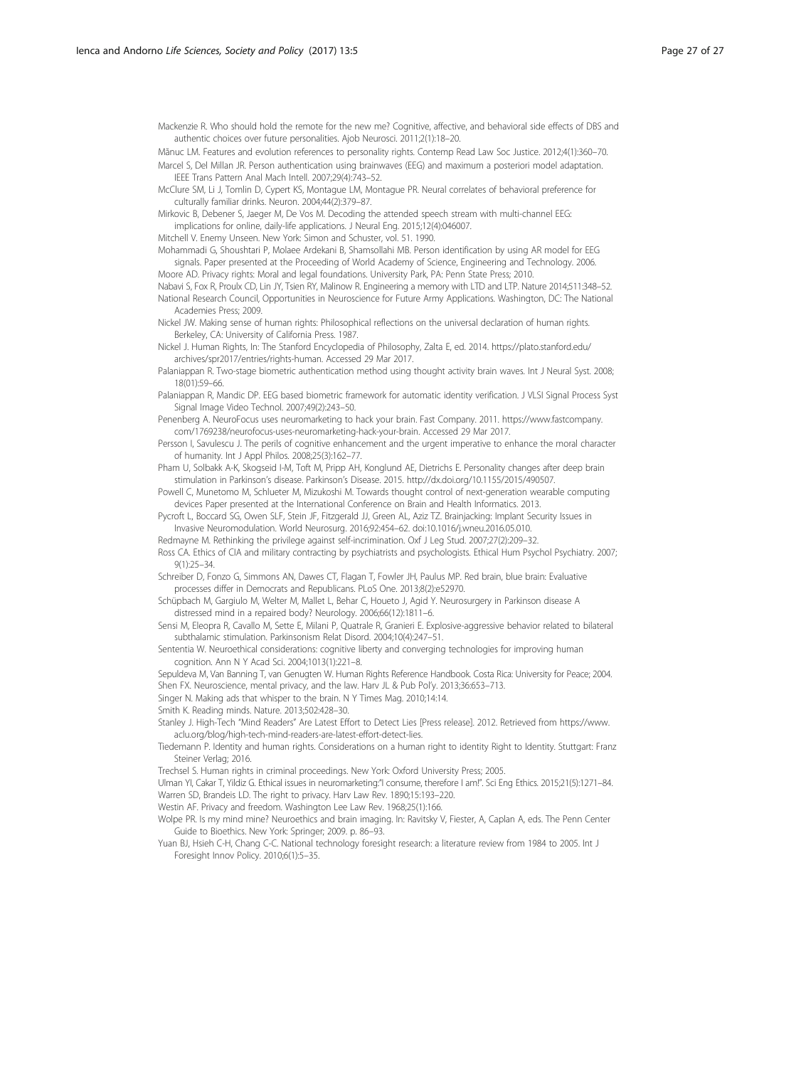Mackenzie R. Who should hold the remote for the new me? Cognitive, affective, and behavioral side effects of DBS and authentic choices over future personalities. Ajob Neurosci. 2011;2(1):18–20.

Mănuc LM. Features and evolution references to personality rights. Contemp Read Law Soc Justice. 2012;4(1):360–70.

Marcel S, Del Millan JR. Person authentication using brainwaves (EEG) and maximum a posteriori model adaptation. IEEE Trans Pattern Anal Mach Intell. 2007;29(4):743–52.

McClure SM, Li J, Tomlin D, Cypert KS, Montague LM, Montague PR. Neural correlates of behavioral preference for culturally familiar drinks. Neuron. 2004;44(2):379–87.

Mirkovic B, Debener S, Jaeger M, De Vos M. Decoding the attended speech stream with multi-channel EEG: implications for online, daily-life applications. J Neural Eng. 2015;12(4):046007.

Mitchell V. Enemy Unseen. New York: Simon and Schuster, vol. 51. 1990.

Mohammadi G, Shoushtari P, Molaee Ardekani B, Shamsollahi MB. Person identification by using AR model for EEG signals. Paper presented at the Proceeding of World Academy of Science, Engineering and Technology. 2006.

Moore AD. Privacy rights: Moral and legal foundations. University Park, PA: Penn State Press; 2010.

Nabavi S, Fox R, Proulx CD, Lin JY, Tsien RY, Malinow R. Engineering a memory with LTD and LTP. Nature 2014;511:348–52.

National Research Council, Opportunities in Neuroscience for Future Army Applications. Washington, DC: The National Academies Press; 2009.

Nickel JW. Making sense of human rights: Philosophical reflections on the universal declaration of human rights. Berkeley, CA: University of California Press. 1987.

Nickel J. Human Rights, In: The Stanford Encyclopedia of Philosophy, Zalta E, ed. 2014. https://plato.stanford.edu/archives/spr2017/entries/rights-human. Accessed 29 Mar 2017.

Palaniappan R. Two-stage biometric authentication method using thought activity brain waves. Int J Neural Syst. 2008; 18(01):59–66.

Palaniappan R, Mandic DP. EEG based biometric framework for automatic identity verification. J VLSI Signal Process Syst Signal Image Video Technol. 2007;49(2):243–50.

Penenberg A. NeuroFocus uses neuromarketing to hack your brain. Fast Company. 2011. https://www.fastcompany.com/1769238/neurofocus-uses-neuromarketing-hack-your-brain. Accessed 29 Mar 2017.

Persson I, Savulescu J. The perils of cognitive enhancement and the urgent imperative to enhance the moral character of humanity. Int J Appl Philos. 2008;25(3):162–77.

Pham U, Solbakk A-K, Skogseid I-M, Toft M, Pripp AH, Konglund AE, Dietrichs E. Personality changes after deep brain stimulation in Parkinson's disease. Parkinson's Disease. 2015. http://dx.doi.org/10.1155/2015/490507.

Powell C, Munetomo M, Schlueter M, Mizukoshi M. Towards thought control of next-generation wearable computing devices Paper presented at the International Conference on Brain and Health Informatics. 2013.

Pycroft L, Boccard SG, Owen SLF, Stein JF, Fitzgerald JJ, Green AL, Aziz TZ. Brainjacking: Implant Security Issues in Invasive Neuromodulation. World Neurosurg. 2016;92:454–62. doi:10.1016/j.wneu.2016.05.010.

Redmayne M. Rethinking the privilege against self-incrimination. Oxf J Leg Stud. 2007;27(2):209–32.

Ross CA. Ethics of CIA and military contracting by psychiatrists and psychologists. Ethical Hum Psychol Psychiatry. 2007; 9(1):25–34.

Schreiber D, Fonzo G, Simmons AN, Dawes CT, Flagan T, Fowler JH, Paulus MP. Red brain, blue brain: Evaluative processes differ in Democrats and Republicans. PLoS One. 2013;8(2):e52970.

Schüpbach M, Gargiulo M, Welter M, Mallet L, Behar C, Houeto J, Agid Y. Neurosurgery in Parkinson disease A distressed mind in a repaired body? Neurology. 2006;66(12):1811–6.

Sensi M, Eleopra R, Cavallo M, Sette E, Milani P, Quatrale R, Granieri E. Explosive-aggressive behavior related to bilateral subthalamic stimulation. Parkinsonism Relat Disord. 2004;10(4):247–51.

Sententia W. Neuroethical considerations: cognitive liberty and converging technologies for improving human cognition. Ann N Y Acad Sci. 2004;1013(1):221–8.

Sepuldeva M, Van Banning T, van Genugten W. Human Rights Reference Handbook. Costa Rica: University for Peace; 2004.

Shen FX. Neuroscience, mental privacy, and the law. Harv JL & Pub Pol'y. 2013;36:653–713.

Singer N. Making ads that whisper to the brain. N Y Times Mag. 2010;14:14.

Smith K. Reading minds. Nature. 2013;502:428–30.

Stanley J. High-Tech "Mind Readers" Are Latest Effort to Detect Lies [Press release]. 2012. Retrieved from https://www.aclu.org/blog/high-tech-mind-readers-are-latest-effort-detect-lies.

Tiedemann P. Identity and human rights. Considerations on a human right to identity Right to Identity. Stuttgart: Franz Steiner Verlag; 2016.

Trechsel S. Human rights in criminal proceedings. New York: Oxford University Press; 2005.

Ulman YI, Cakar T, Yildiz G. Ethical issues in neuromarketing:"I consume, therefore I am!". Sci Eng Ethics. 2015;21(5):1271–84.

Warren SD, Brandeis LD. The right to privacy. Harv Law Rev. 1890;15:193–220.

Westin AF. Privacy and freedom. Washington Lee Law Rev. 1968;25(1):166.

Wolpe PR. Is my mind mine? Neuroethics and brain imaging. In: Ravitsky V, Fiester, A, Caplan A, eds. The Penn Center Guide to Bioethics. New York: Springer; 2009. p. 86–93.

Yuan BJ, Hsieh C-H, Chang C-C. National technology foresight research: a literature review from 1984 to 2005. Int J Foresight Innov Policy. 2010;6(1):5–35.